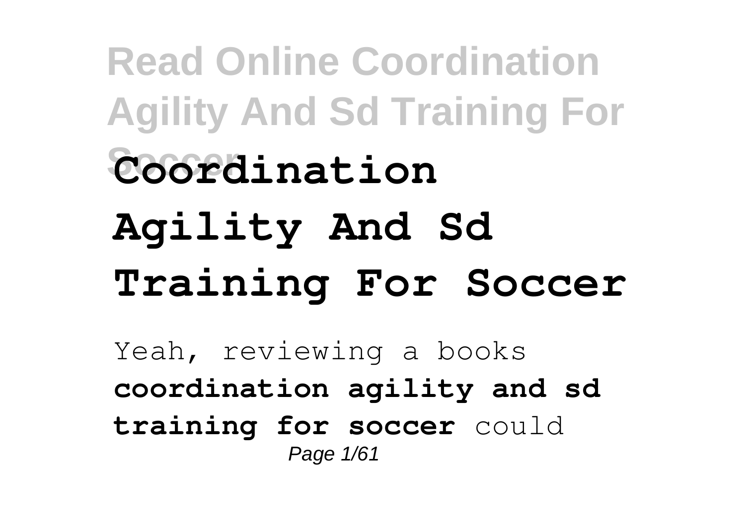# Coordination Agility And Sd Training For Soccer

Yeah, reviewing a books **coordination agility and sd training for soccer** could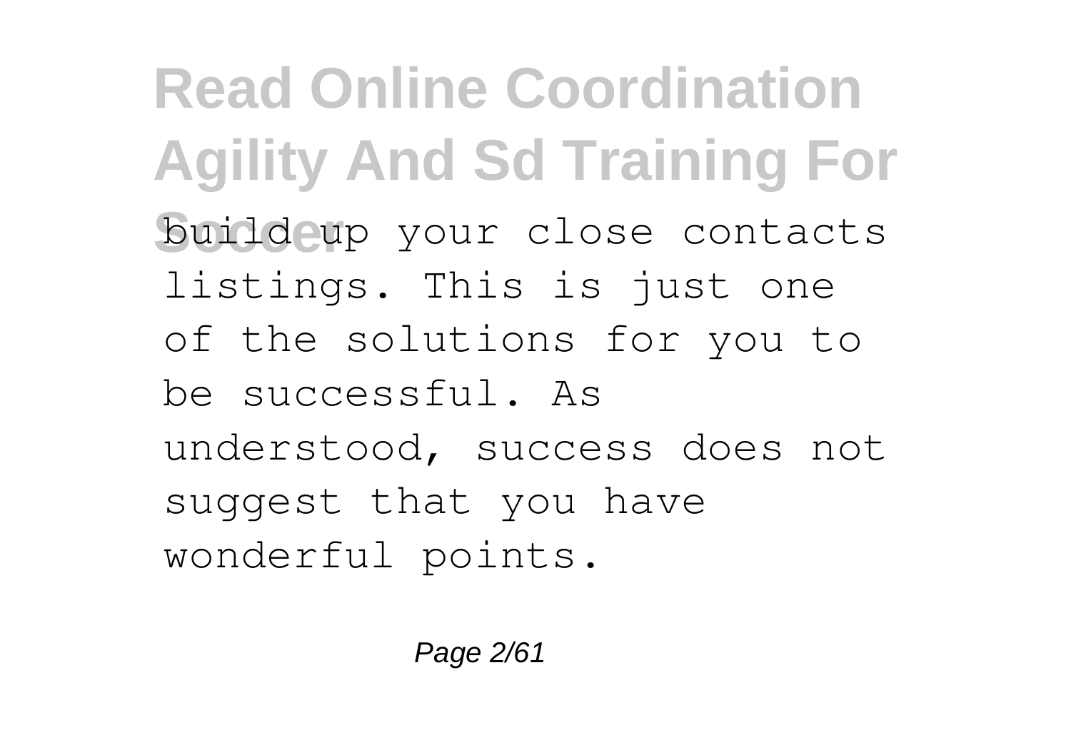build up your close contacts listings. This is just one of the solutions for you to be successful. As understood, success does not suggest that you have wonderful points.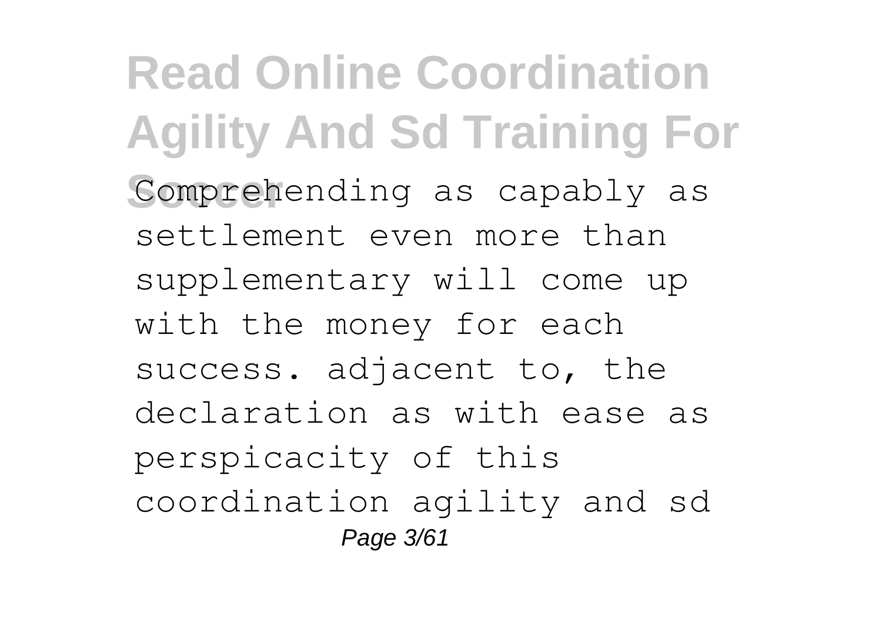Comprehending as capably as settlement even more than supplementary will come up with the money for each success. adjacent to, the declaration as with ease as perspicacity of this coordination agility and sd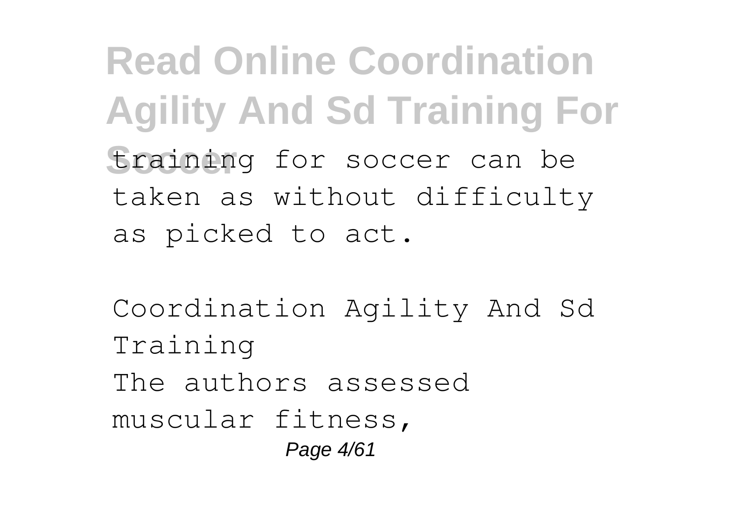training for soccer can be taken as without difficulty as picked to act.

Coordination Agility And Sd Training

The authors assessed muscular fitness,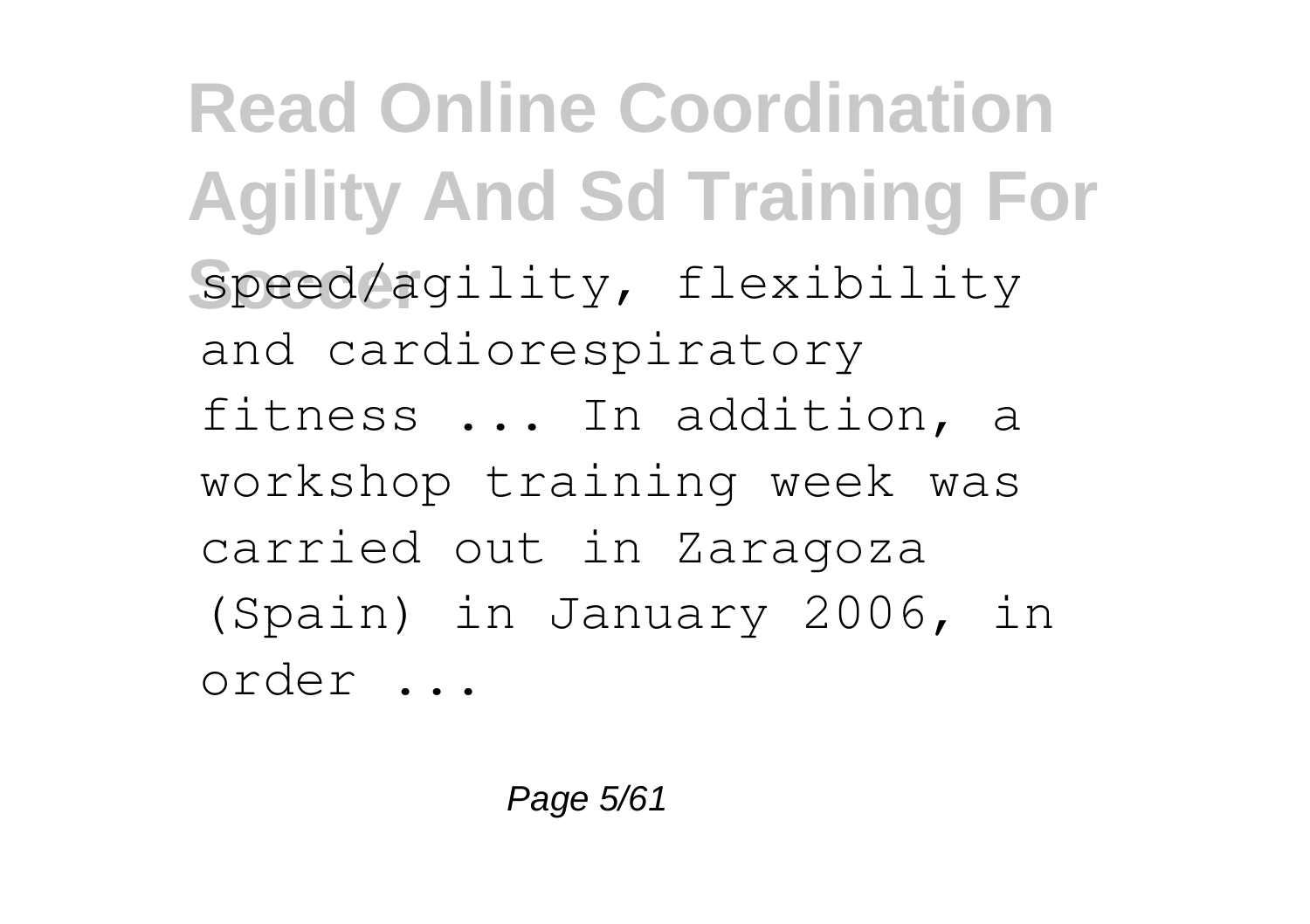speed/agility, flexibility and cardiorespiratory fitness ... In addition, a workshop training week was carried out in Zaragoza (Spain) in January 2006, in order ...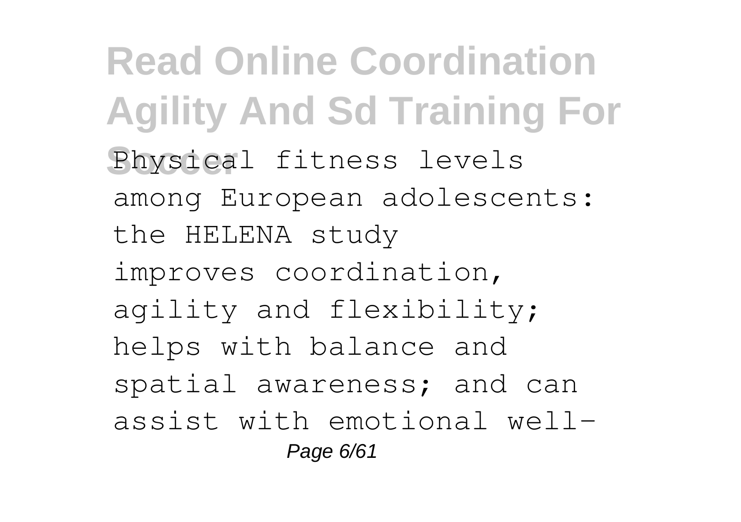Physical fitness levels among European adolescents: the HELENA study improves coordination, agility and flexibility; helps with balance and spatial awareness; and can assist with emotional well-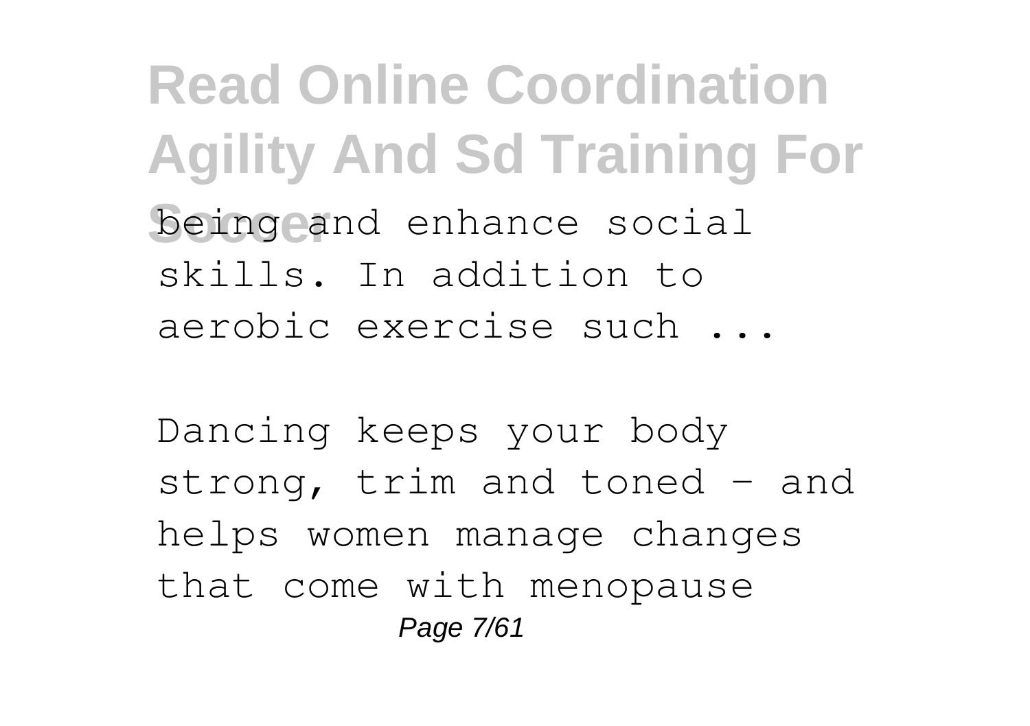being and enhance social skills. In addition to aerobic exercise such ...

Dancing keeps your body strong, trim and toned – and helps women manage changes that come with menopause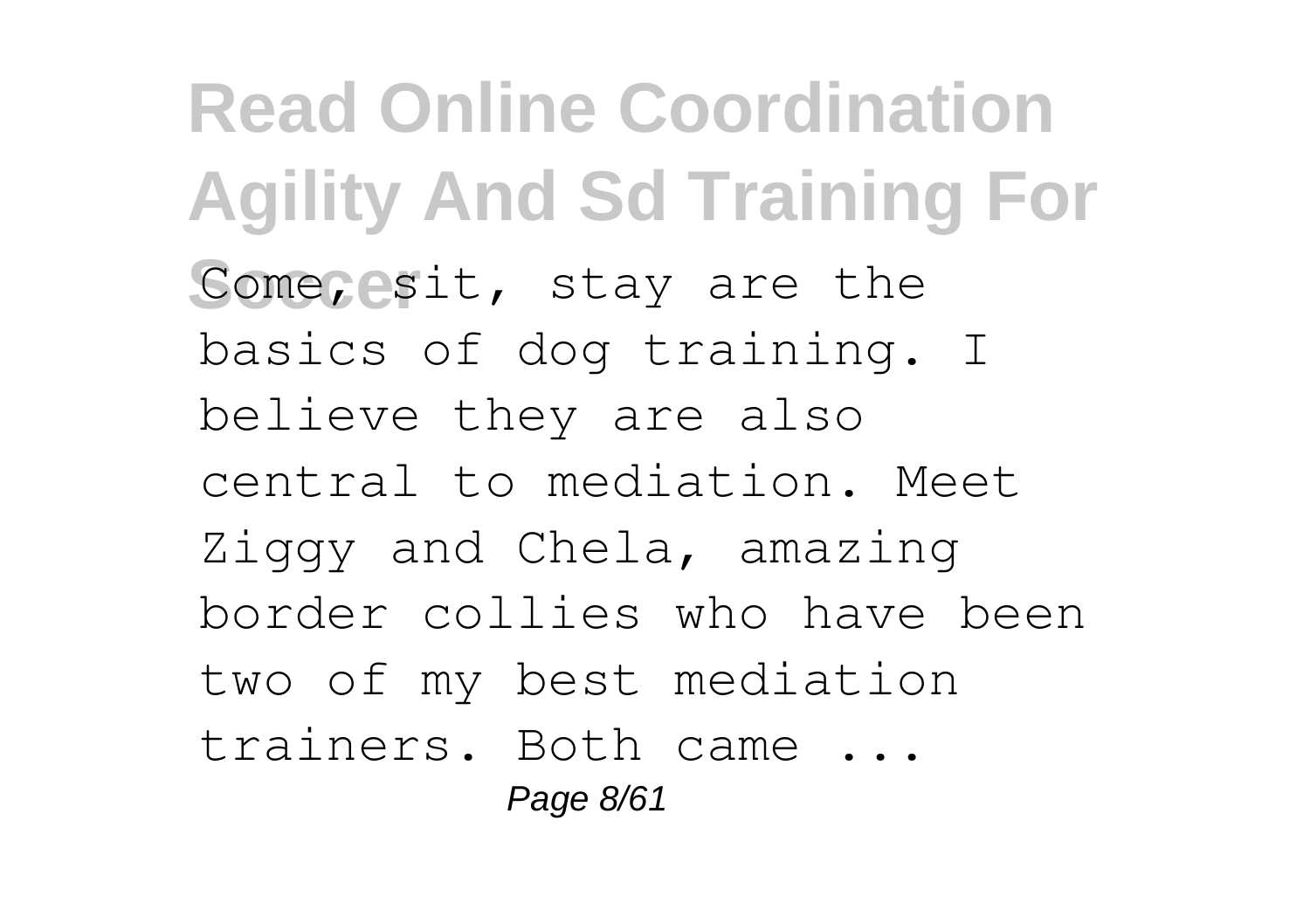Come, sit, stay are the basics of dog training. I believe they are also central to mediation. Meet Ziggy and Chela, amazing border collies who have been two of my best mediation trainers. Both came ...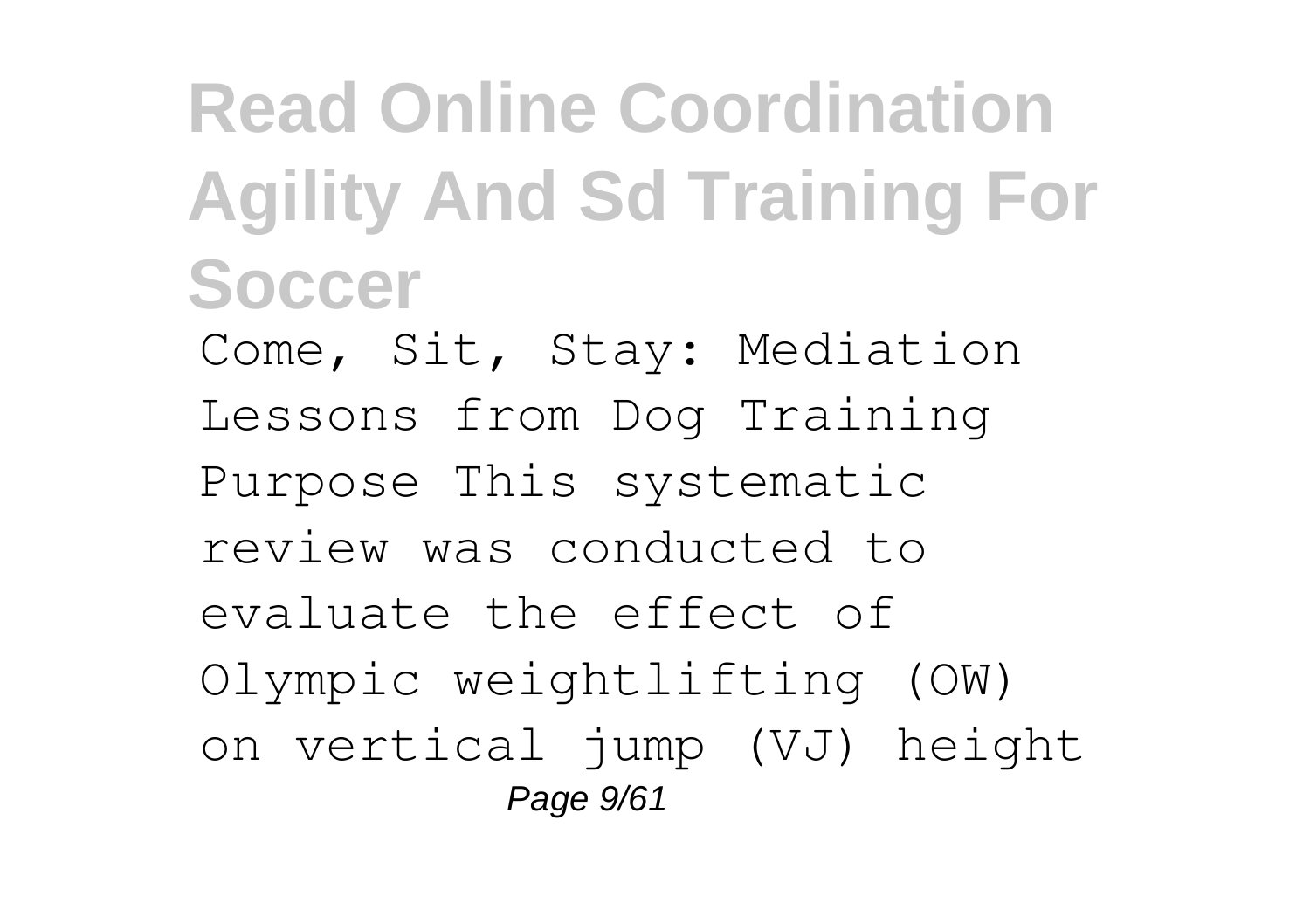Come, Sit, Stay: Mediation Lessons from Dog Training Purpose This systematic review was conducted to evaluate the effect of Olympic weightlifting (OW) on vertical jump (VJ) height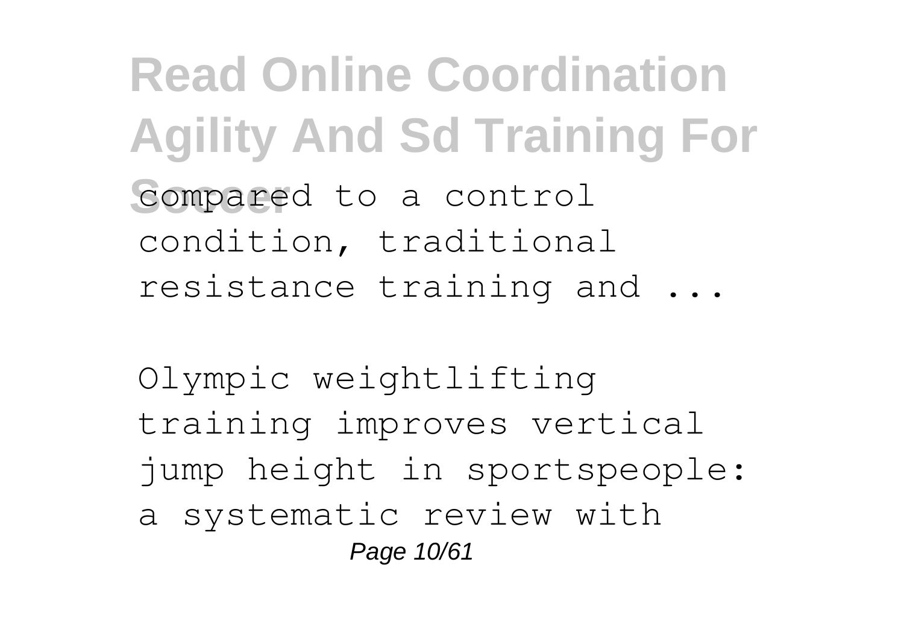compared to a control condition, traditional resistance training and ...

Olympic weightlifting training improves vertical jump height in sportspeople: a systematic review with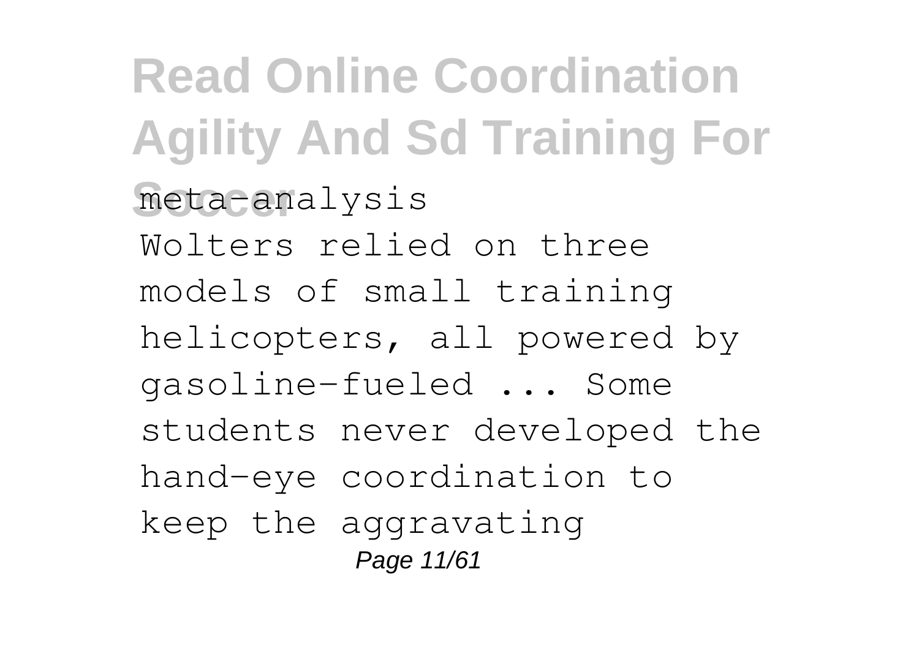meta-analysis

Wolters relied on three models of small training helicopters, all powered by gasoline-fueled ... Some students never developed the hand-eye coordination to keep the aggravating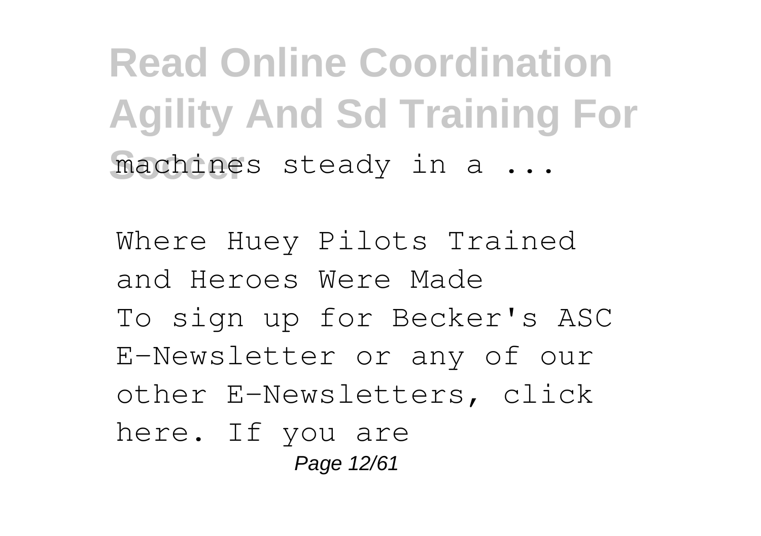machines steady in a ...

Where Huey Pilots Trained and Heroes Were Made

To sign up for Becker's ASC E-Newsletter or any of our other E-Newsletters, click here. If you are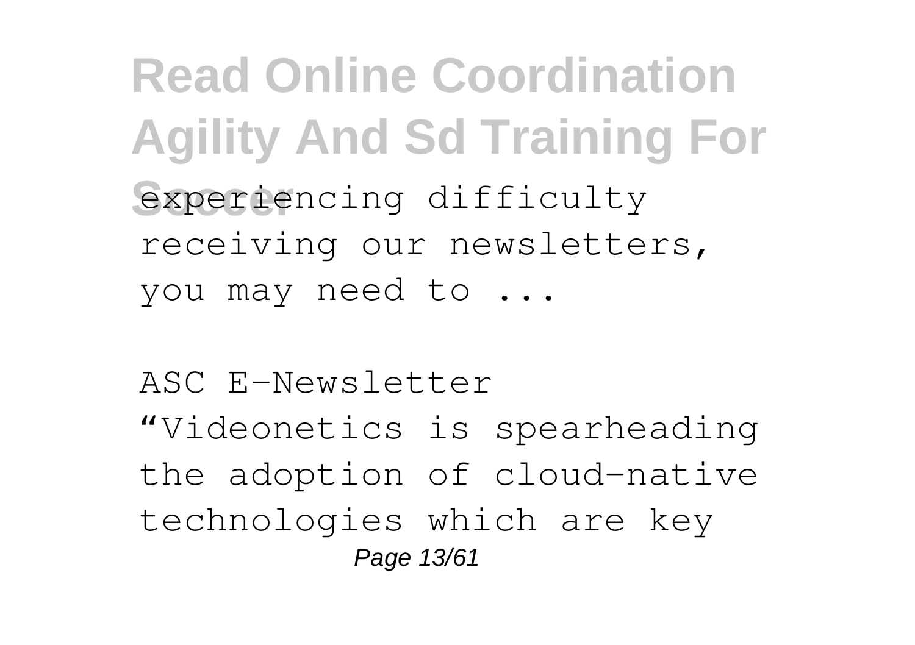experiencing difficulty receiving our newsletters, you may need to ...

ASC E-Newsletter

“Videonetics is spearheading the adoption of cloud-native technologies which are key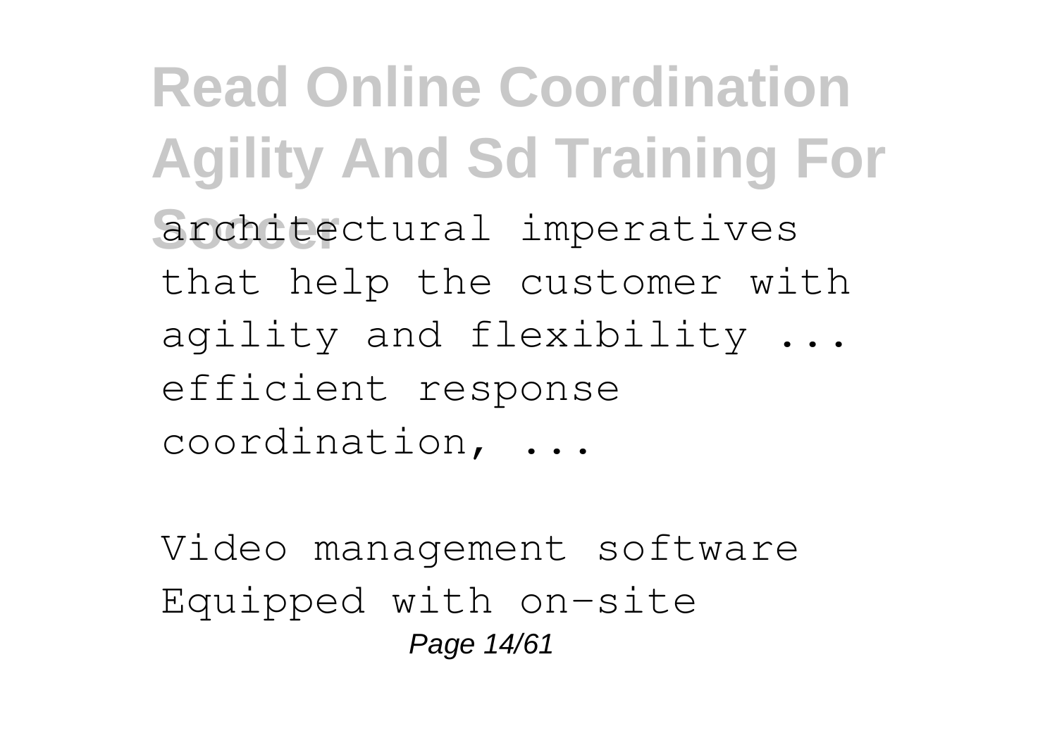architectural imperatives that help the customer with agility and flexibility ... efficient response coordination, ...

Video management software Equipped with on-site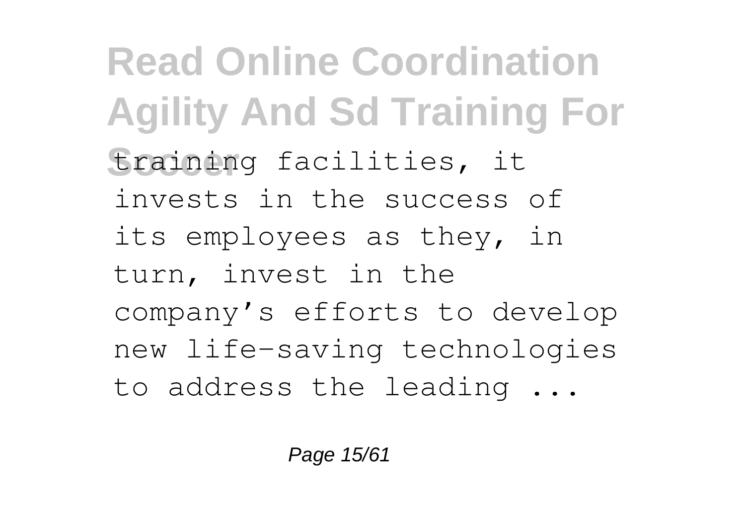training facilities, it invests in the success of its employees as they, in turn, invest in the company's efforts to develop new life-saving technologies to address the leading ...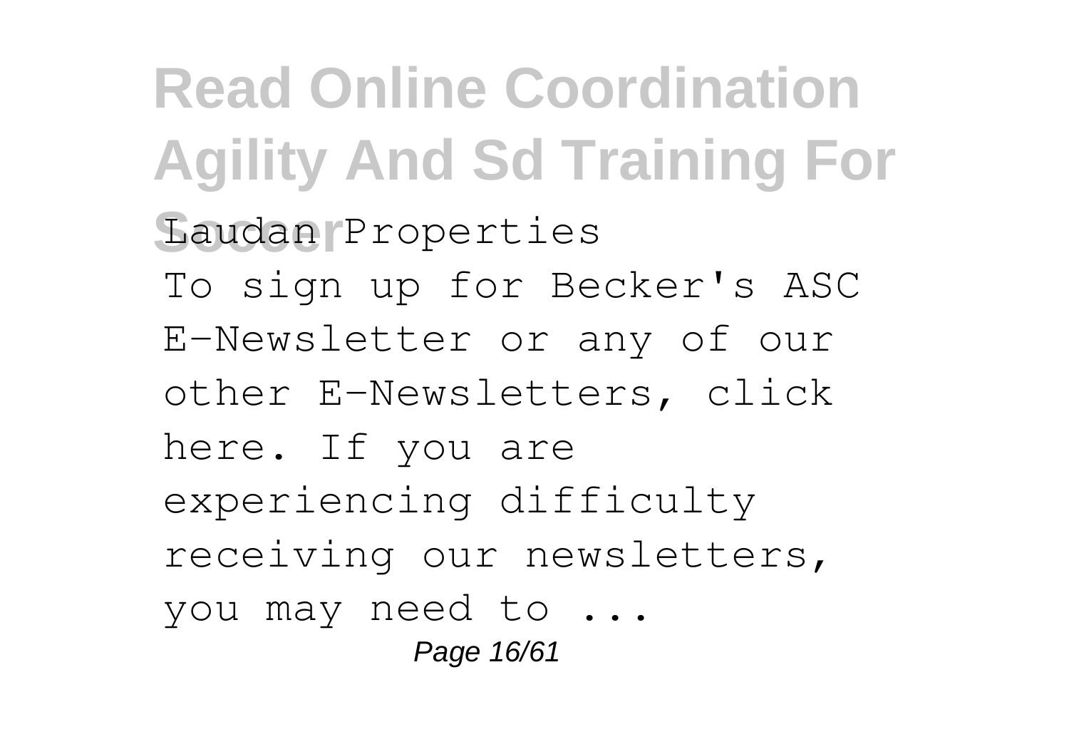Laudan Properties

To sign up for Becker's ASC E-Newsletter or any of our other E-Newsletters, click here. If you are experiencing difficulty receiving our newsletters, you may need to ...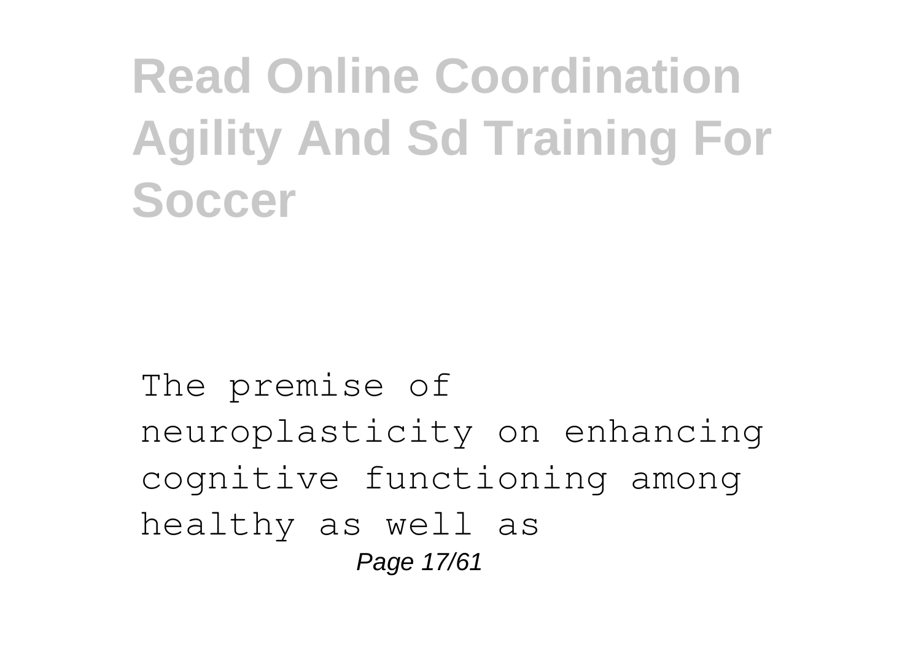The premise of neuroplasticity on enhancing cognitive functioning among healthy as well as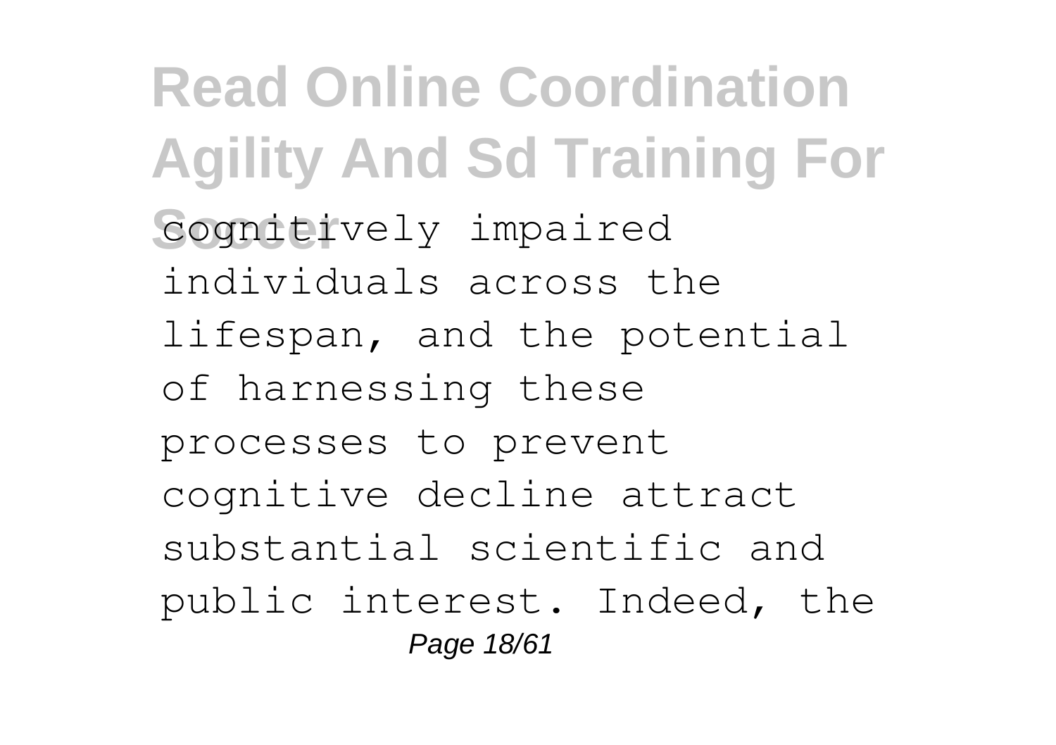cognitively impaired individuals across the lifespan, and the potential of harnessing these processes to prevent cognitive decline attract substantial scientific and public interest. Indeed, the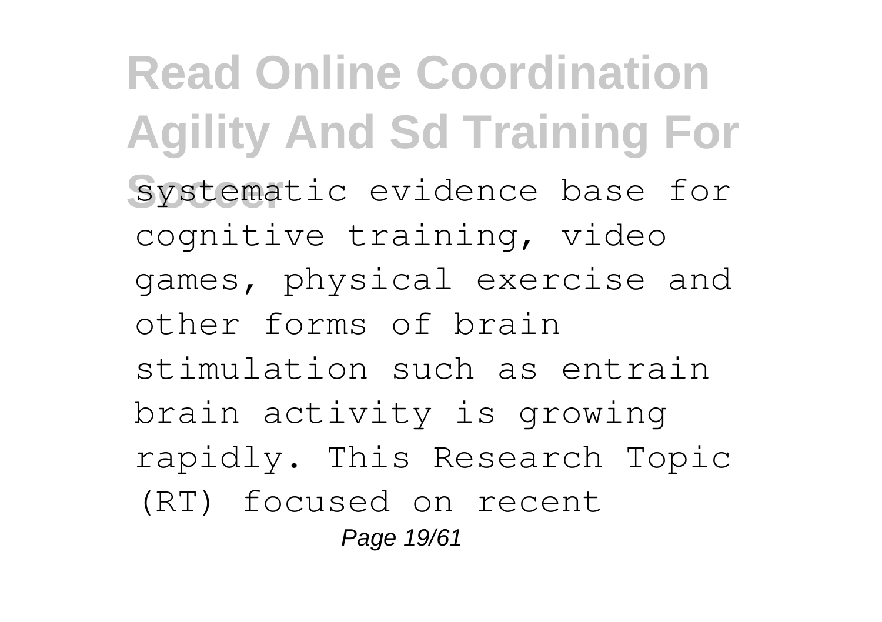systematic evidence base for cognitive training, video games, physical exercise and other forms of brain stimulation such as entrain brain activity is growing rapidly. This Research Topic (RT) focused on recent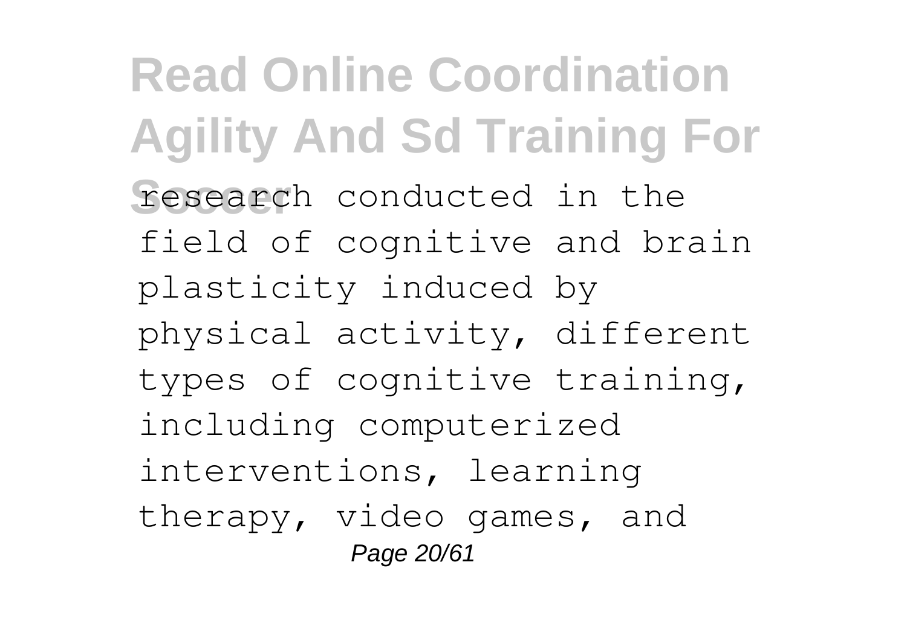research conducted in the field of cognitive and brain plasticity induced by physical activity, different types of cognitive training, including computerized interventions, learning therapy, video games, and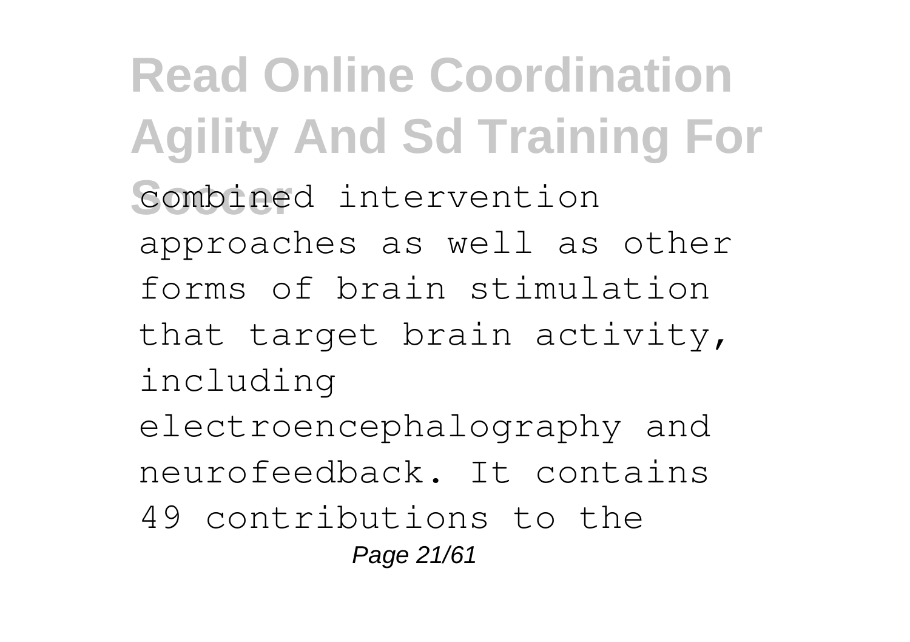combined intervention approaches as well as other forms of brain stimulation that target brain activity, including electroencephalography and neurofeedback. It contains 49 contributions to the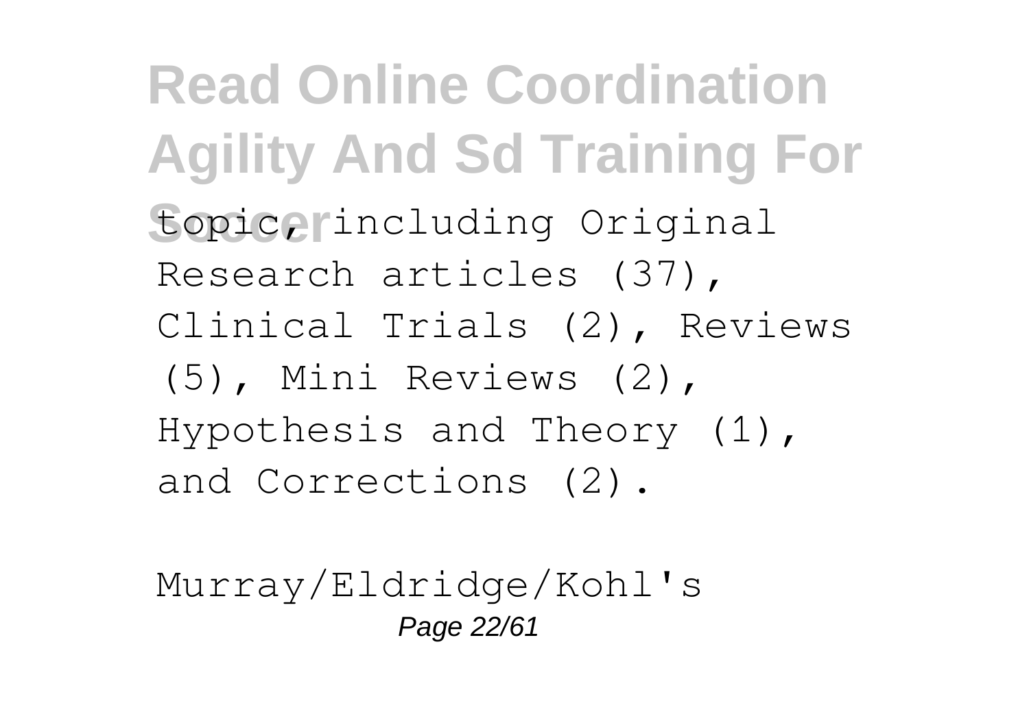topic, including Original Research articles (37), Clinical Trials (2), Reviews (5), Mini Reviews (2), Hypothesis and Theory (1), and Corrections (2).

Murray/Eldridge/Kohl's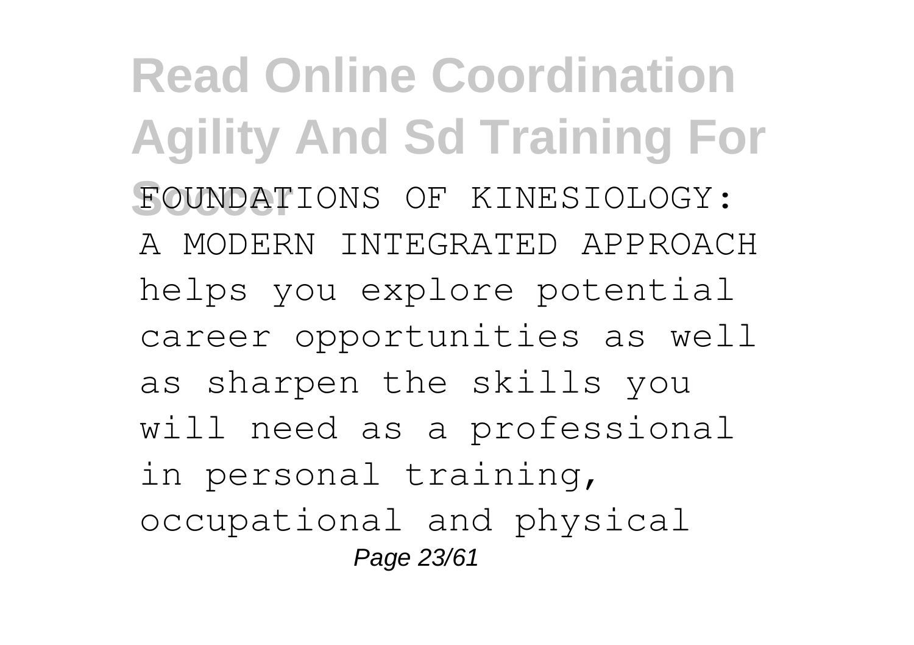FOUNDATIONS OF KINESIOLOGY: A MODERN INTEGRATED APPROACH helps you explore potential career opportunities as well as sharpen the skills you will need as a professional in personal training, occupational and physical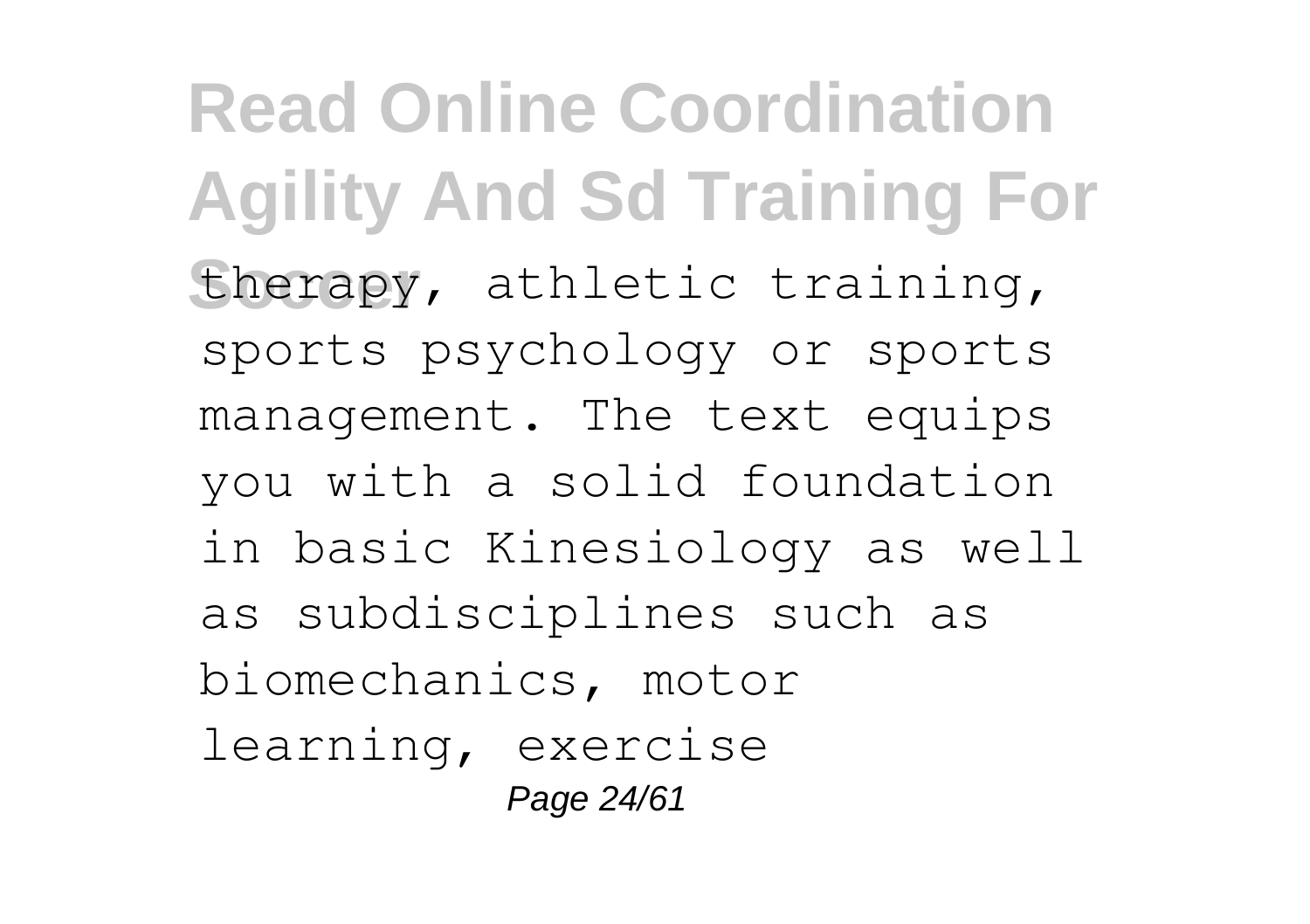therapy, athletic training, sports psychology or sports management. The text equips you with a solid foundation in basic Kinesiology as well as subdisciplines such as biomechanics, motor learning, exercise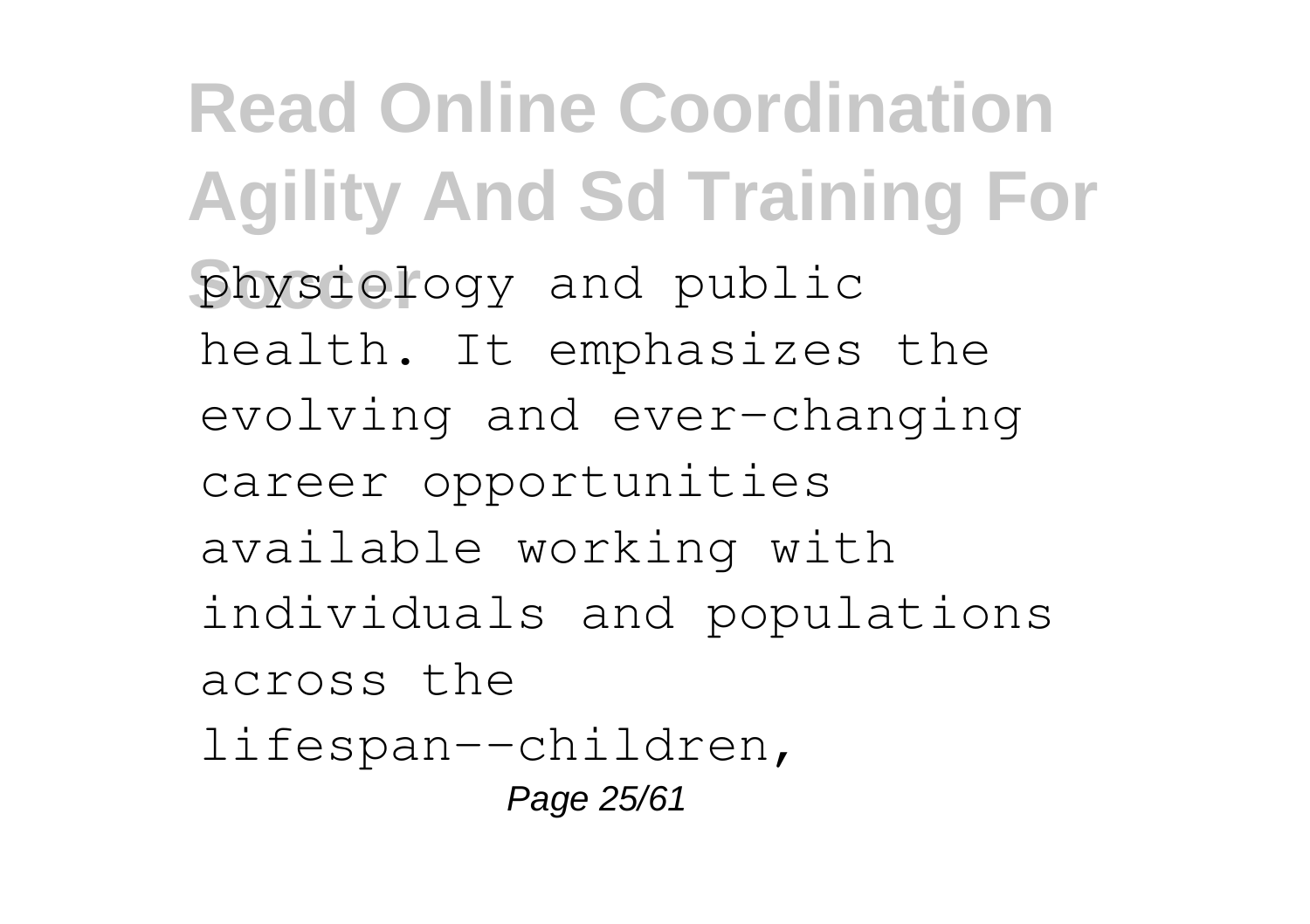physiology and public health. It emphasizes the evolving and ever-changing career opportunities available working with individuals and populations across the lifespan--children,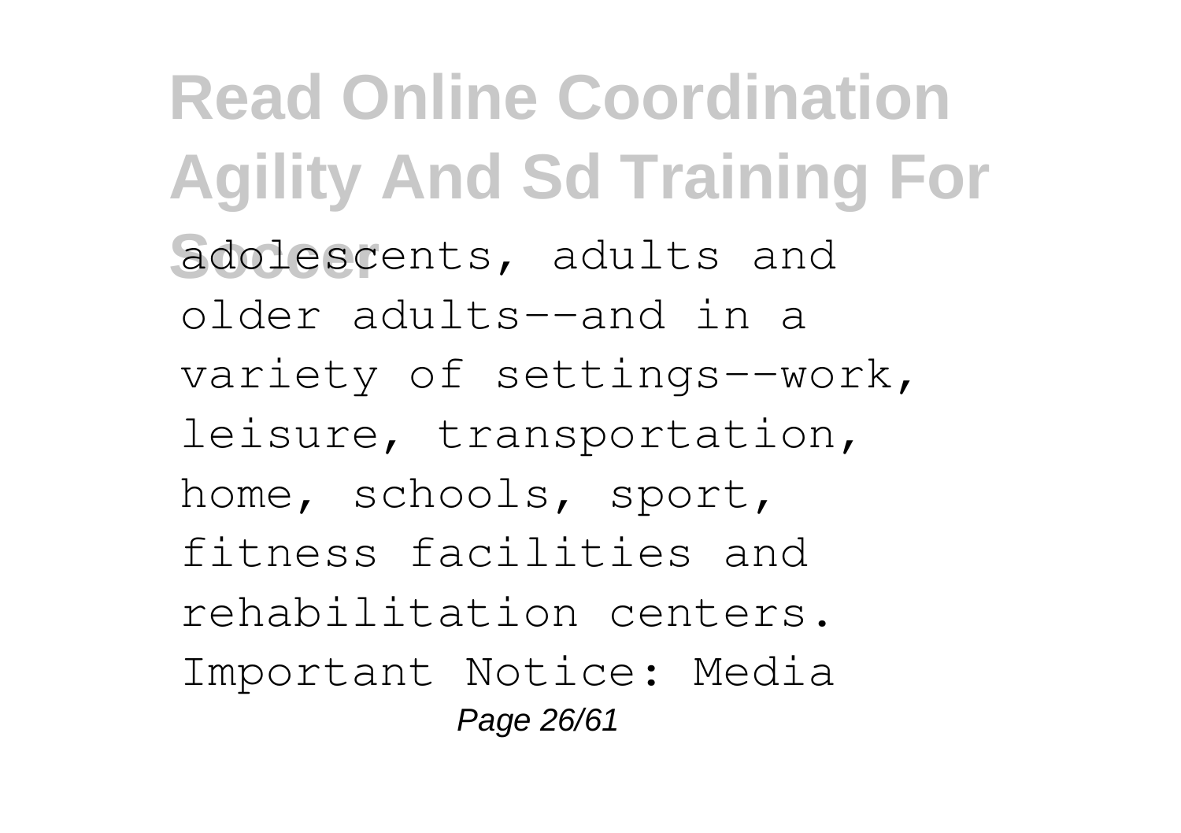adolescents, adults and older adults--and in a variety of settings--work, leisure, transportation, home, schools, sport, fitness facilities and rehabilitation centers. Important Notice: Media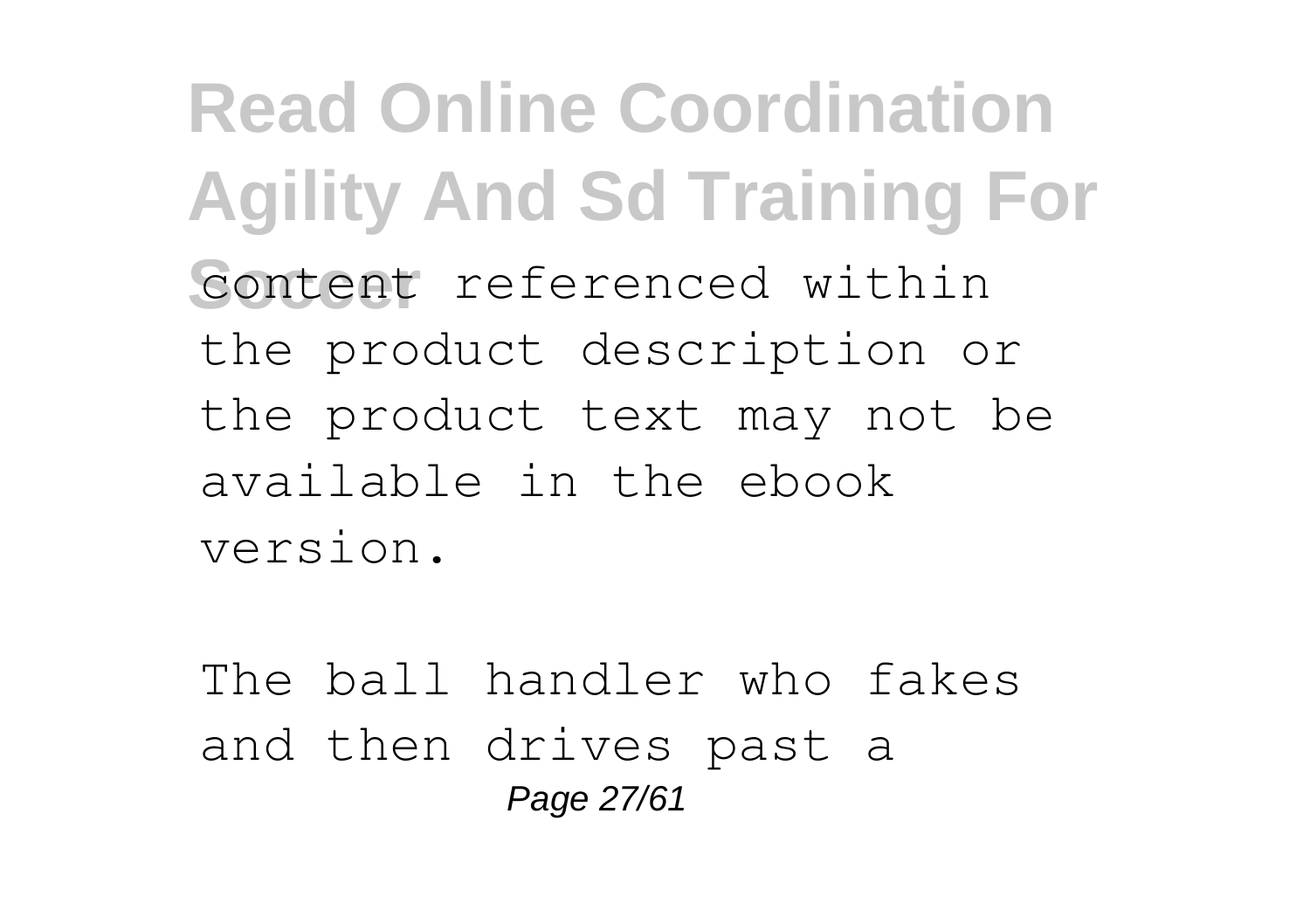content referenced within the product description or the product text may not be available in the ebook version.

The ball handler who fakes and then drives past a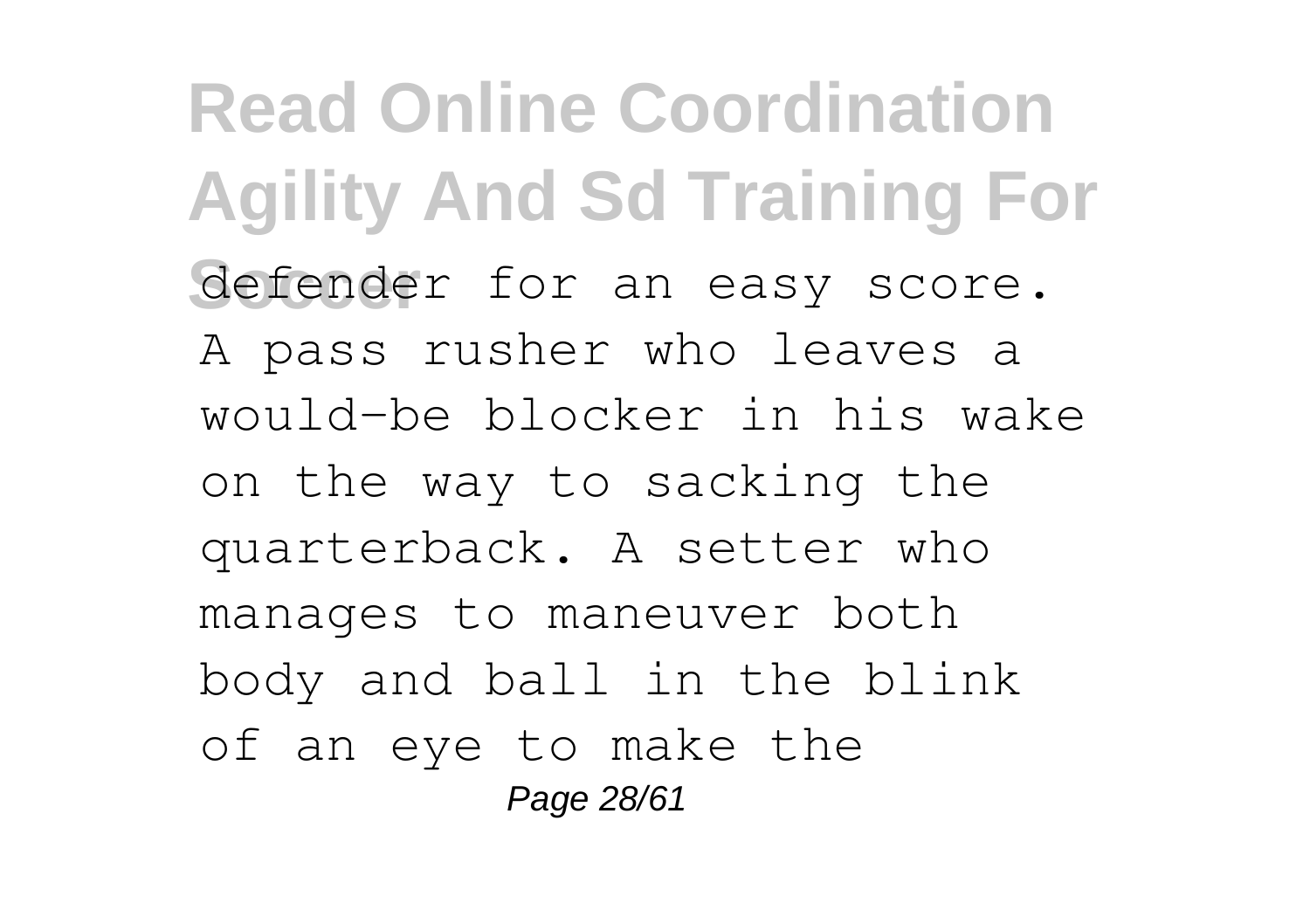defender for an easy score. A pass rusher who leaves a would-be blocker in his wake on the way to sacking the quarterback. A setter who manages to maneuver both body and ball in the blink of an eye to make the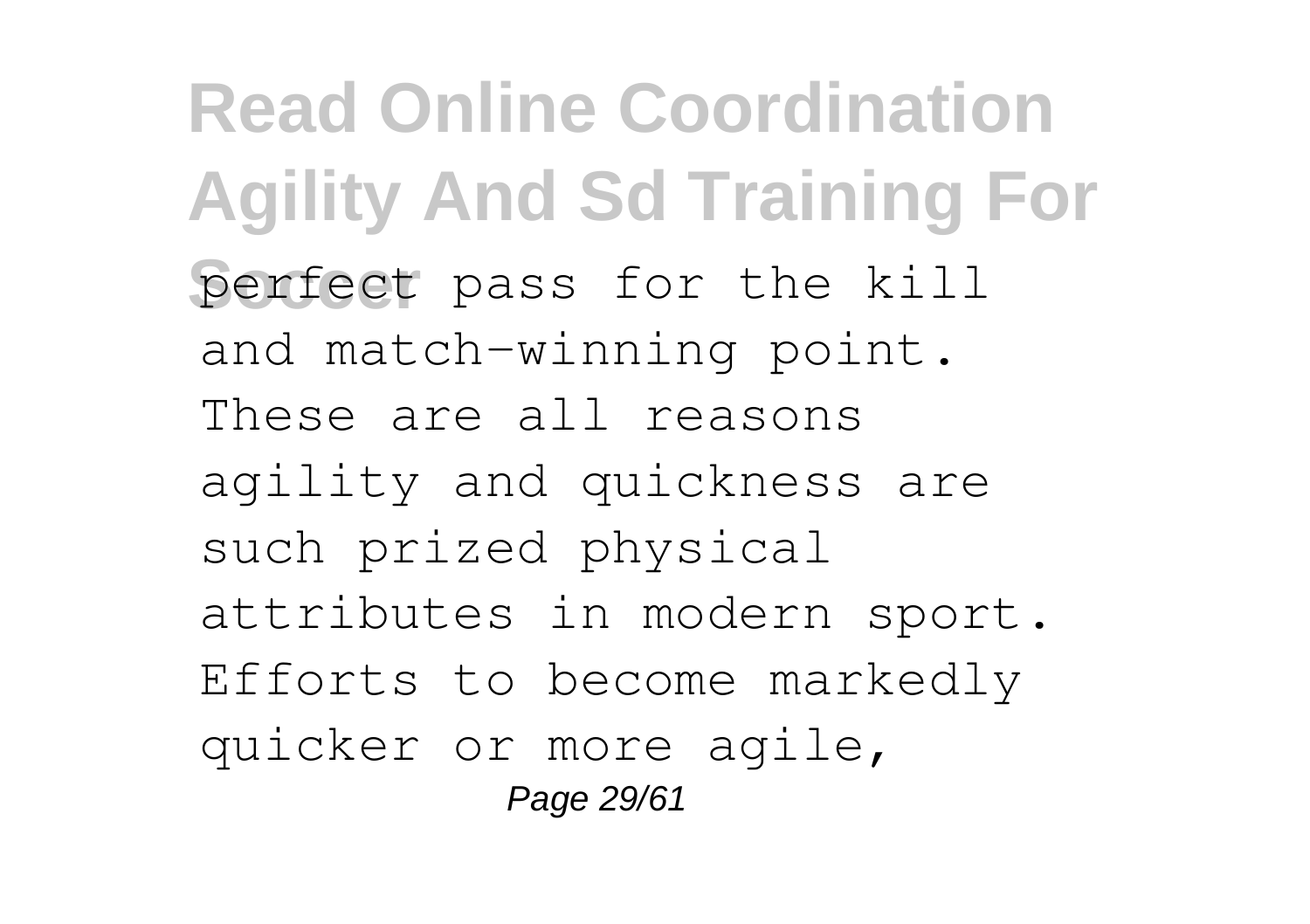perfect pass for the kill and match-winning point. These are all reasons agility and quickness are such prized physical attributes in modern sport. Efforts to become markedly quicker or more agile,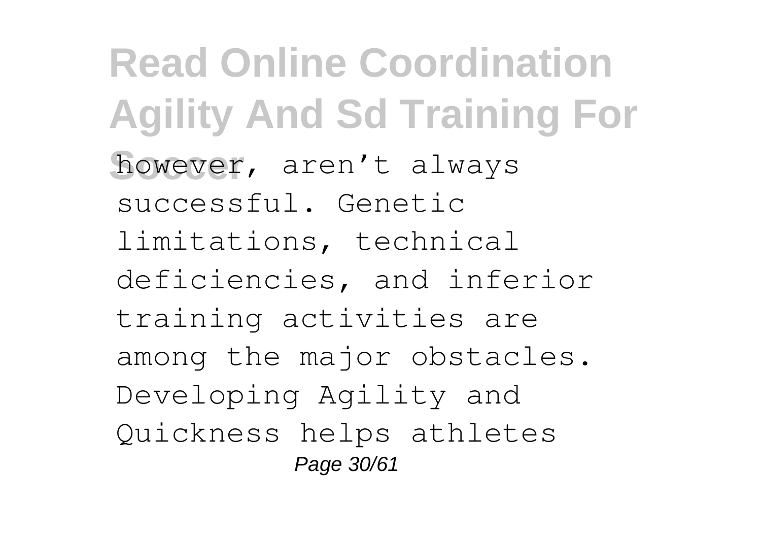however, aren't always successful. Genetic limitations, technical deficiencies, and inferior training activities are among the major obstacles. Developing Agility and Quickness helps athletes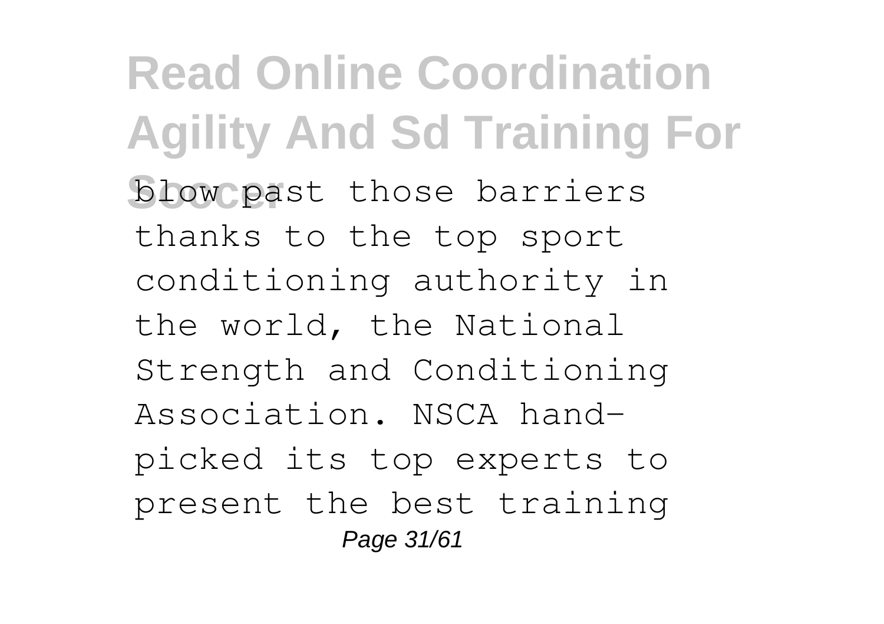blow past those barriers thanks to the top sport conditioning authority in the world, the National Strength and Conditioning Association. NSCA hand-picked its top experts to present the best training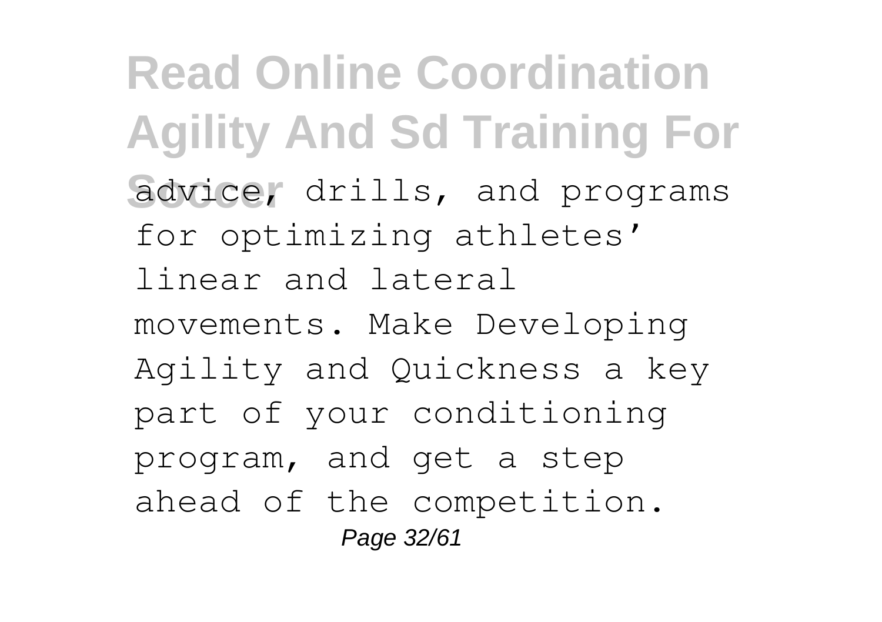advice, drills, and programs for optimizing athletes' linear and lateral movements. Make Developing Agility and Quickness a key part of your conditioning program, and get a step ahead of the competition.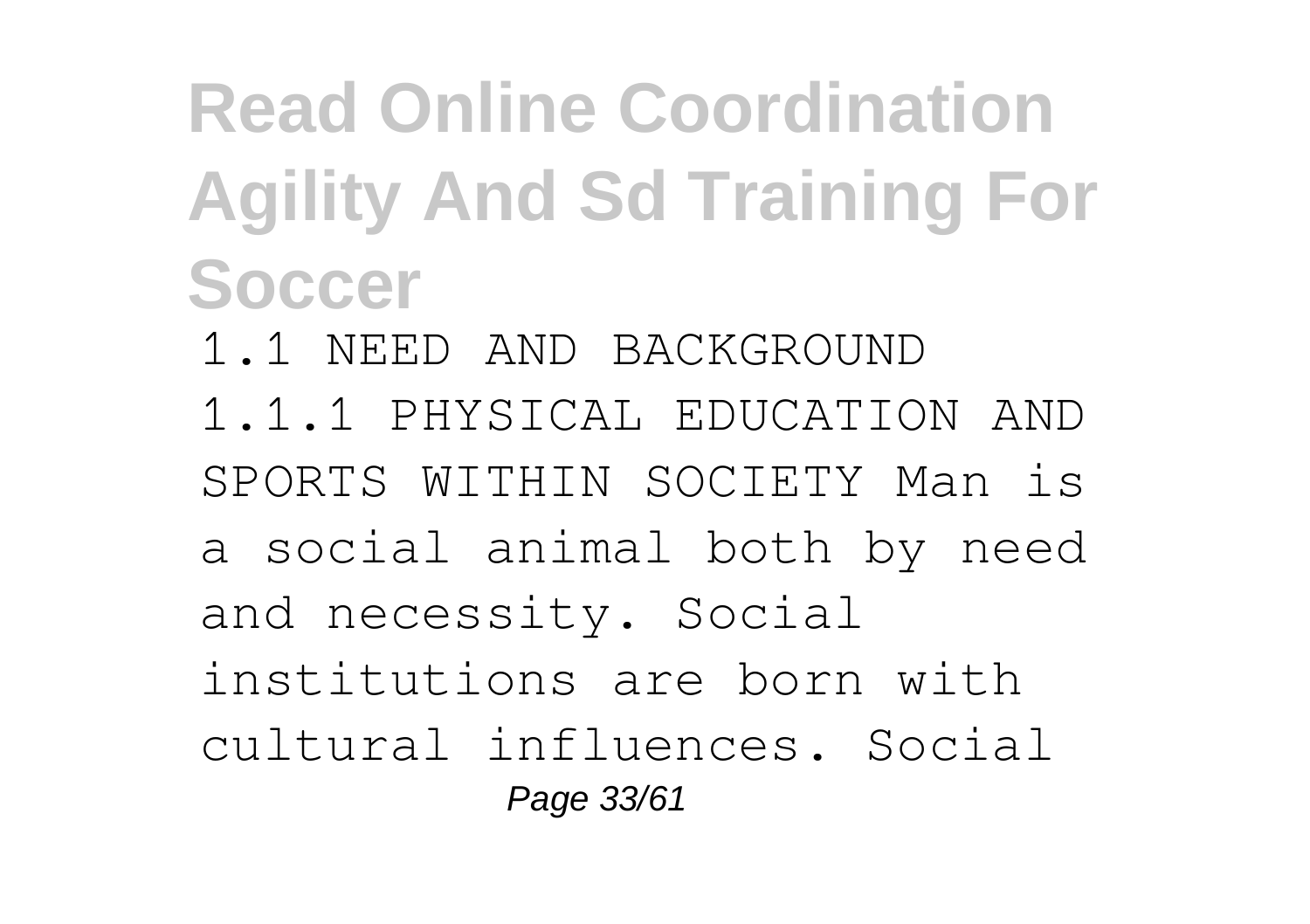1.1 NEED AND BACKGROUND

1.1.1 PHYSICAL EDUCATION AND SPORTS WITHIN SOCIETY Man is a social animal both by need and necessity. Social institutions are born with cultural influences. Social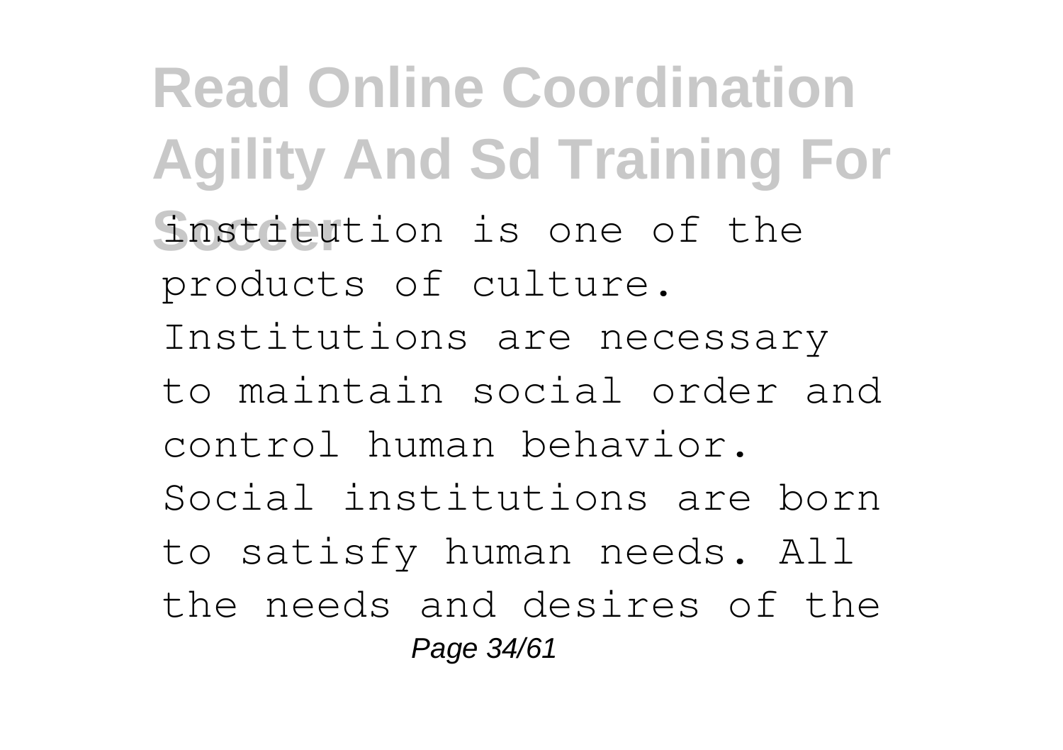institution is one of the products of culture. Institutions are necessary to maintain social order and control human behavior. Social institutions are born to satisfy human needs. All the needs and desires of the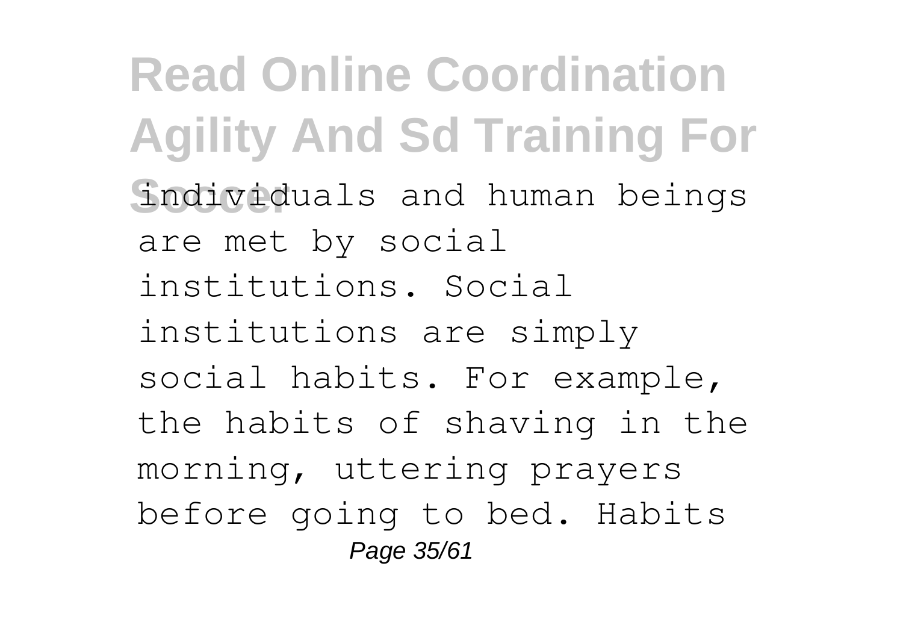individuals and human beings are met by social institutions. Social institutions are simply social habits. For example, the habits of shaving in the morning, uttering prayers before going to bed. Habits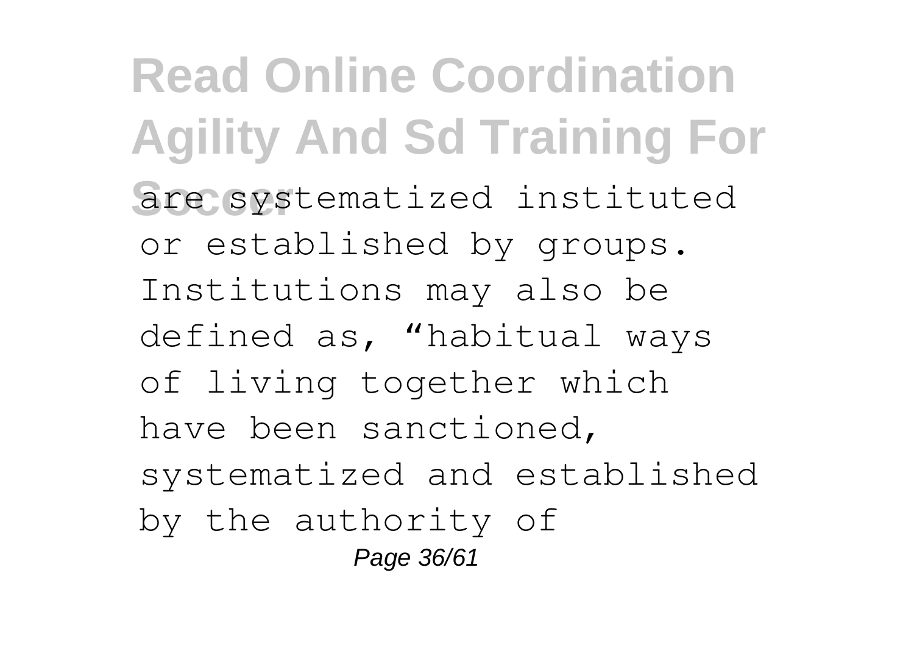are systematized instituted or established by groups. Institutions may also be defined as, “habitual ways of living together which have been sanctioned, systematized and established by the authority of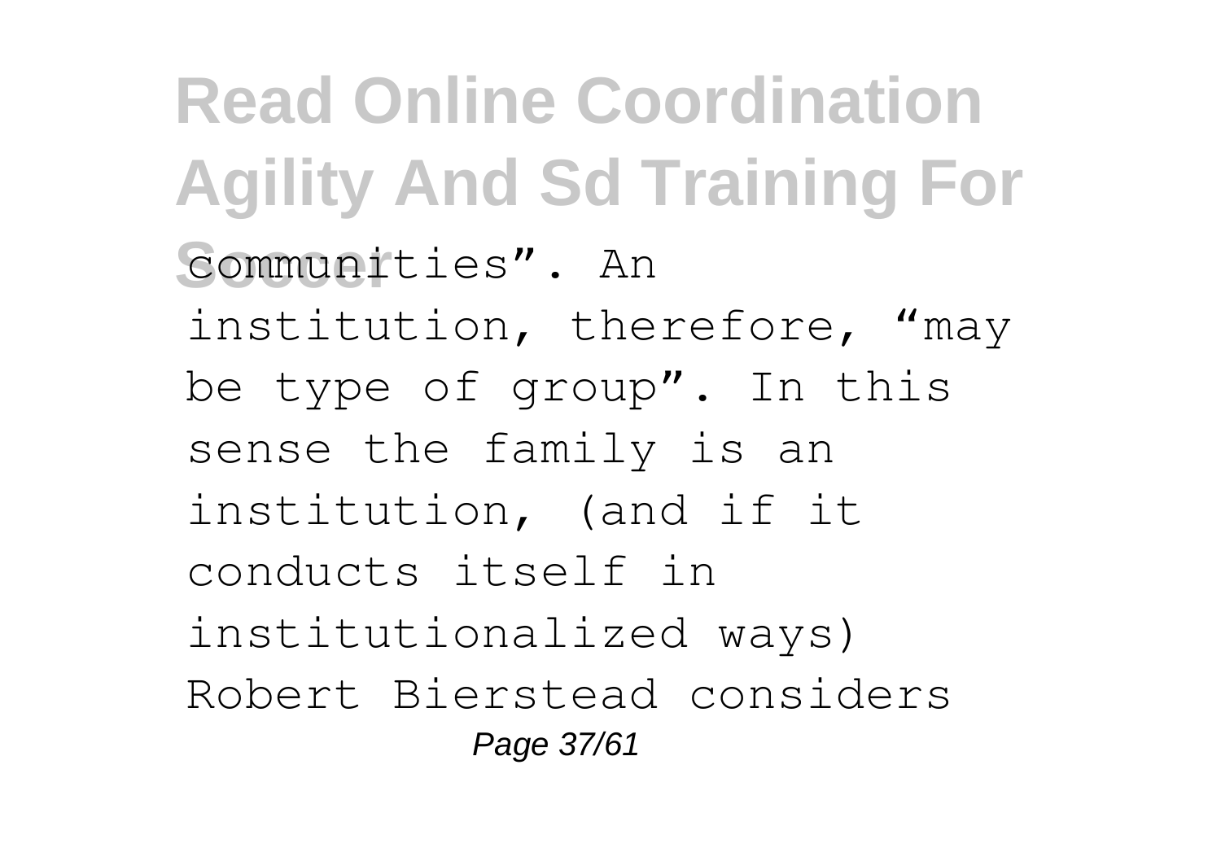communities". An institution, therefore, "may be type of group". In this sense the family is an institution, (and if it conducts itself in institutionalized ways) Robert Bierstead considers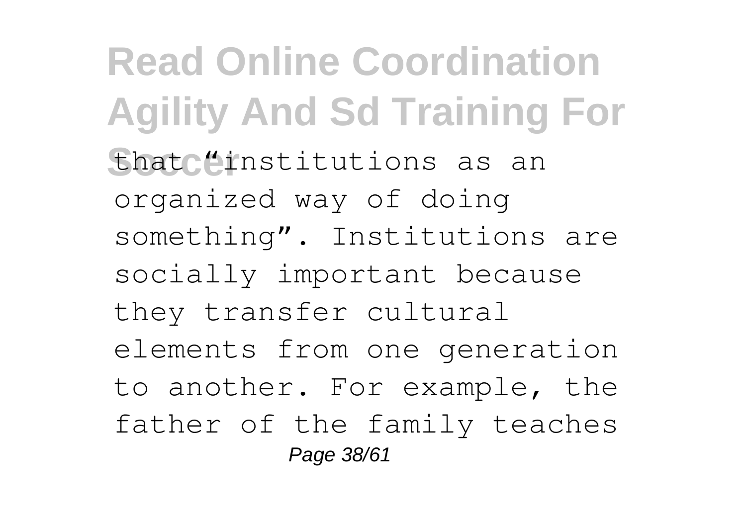that "institutions as an organized way of doing something". Institutions are socially important because they transfer cultural elements from one generation to another. For example, the father of the family teaches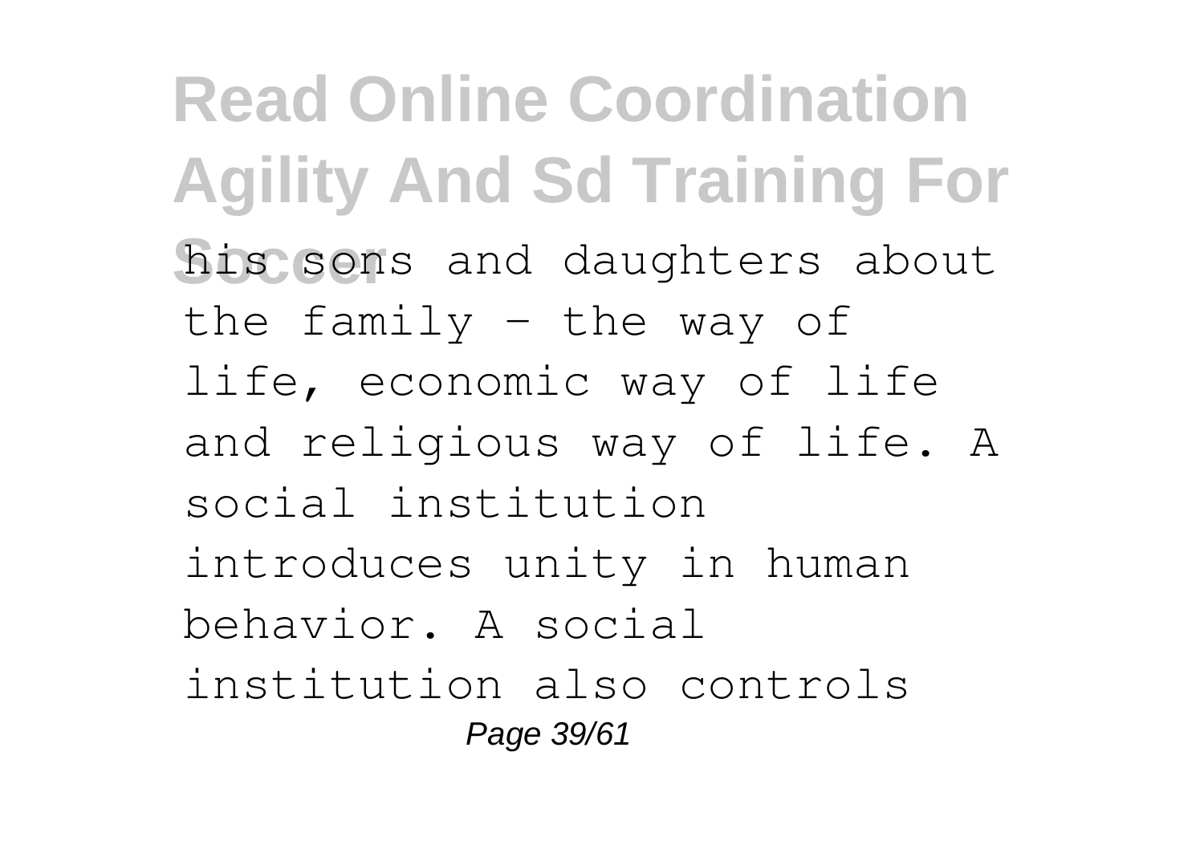his sons and daughters about the family - the way of life, economic way of life and religious way of life. A social institution introduces unity in human behavior. A social institution also controls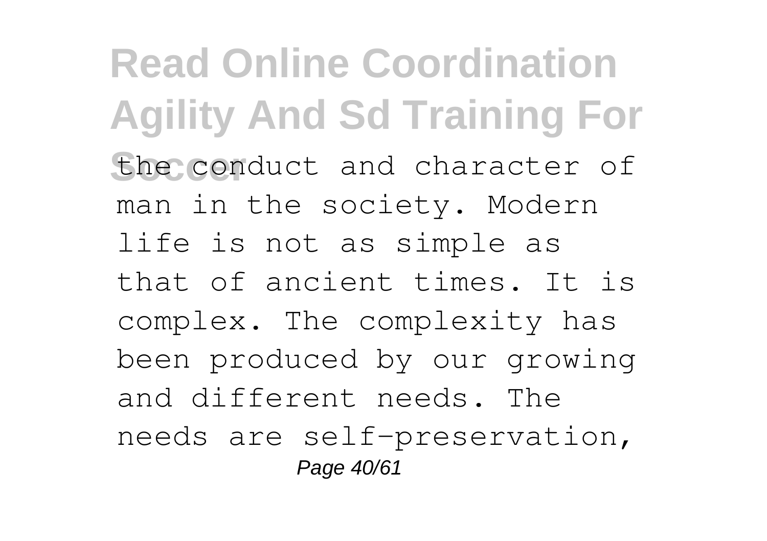the conduct and character of man in the society. Modern life is not as simple as that of ancient times. It is complex. The complexity has been produced by our growing and different needs. The needs are self-preservation,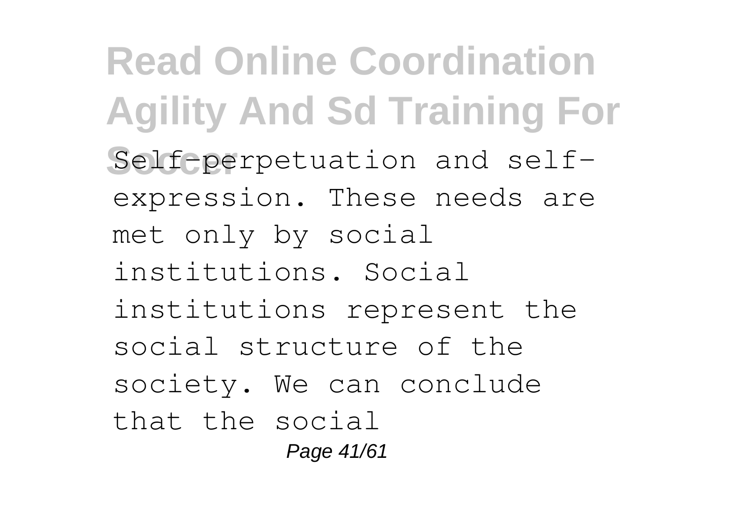Self-perpetuation and self-expression. These needs are met only by social institutions. Social institutions represent the social structure of the society. We can conclude that the social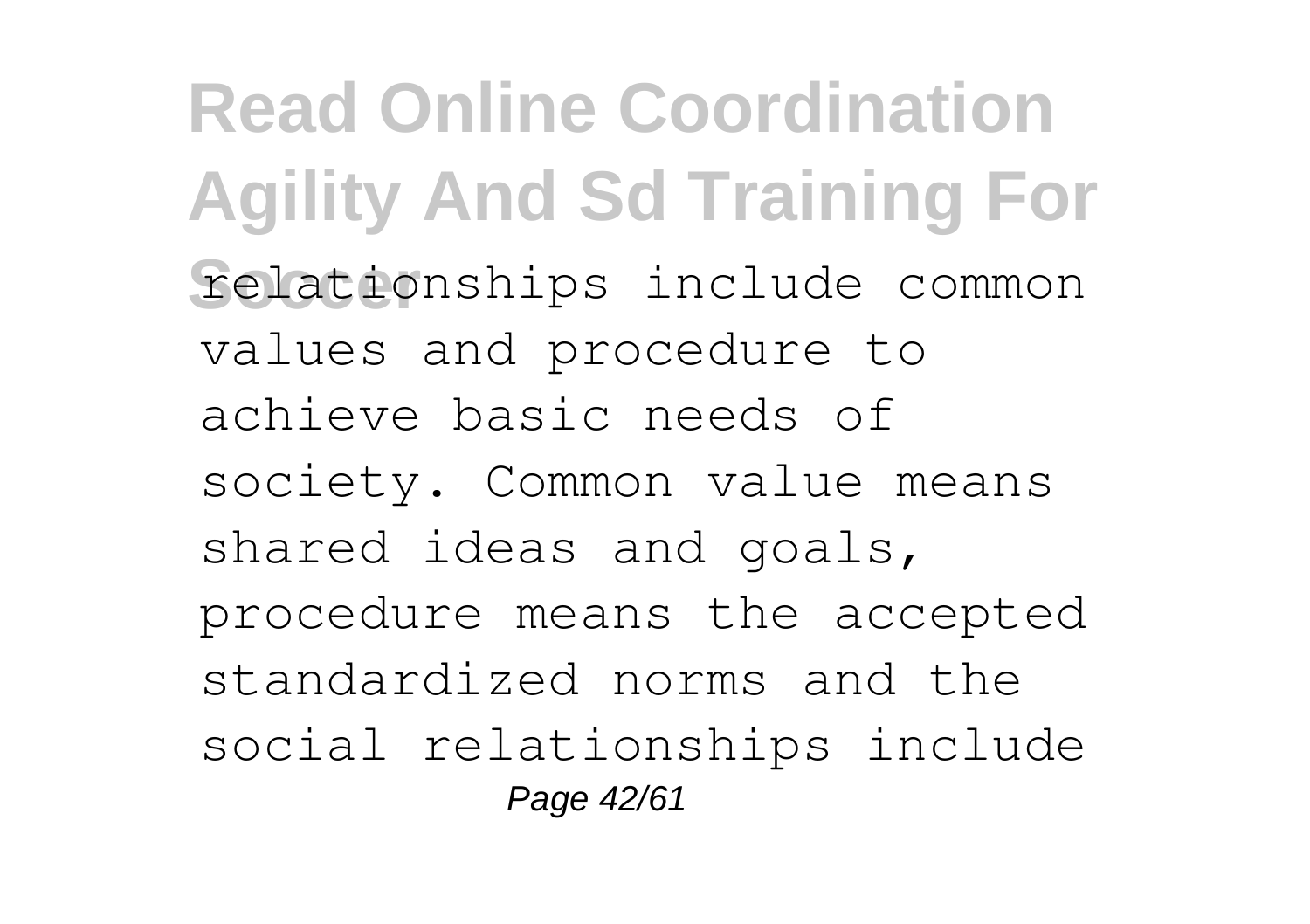relationships include common values and procedure to achieve basic needs of society. Common value means shared ideas and goals, procedure means the accepted standardized norms and the social relationships include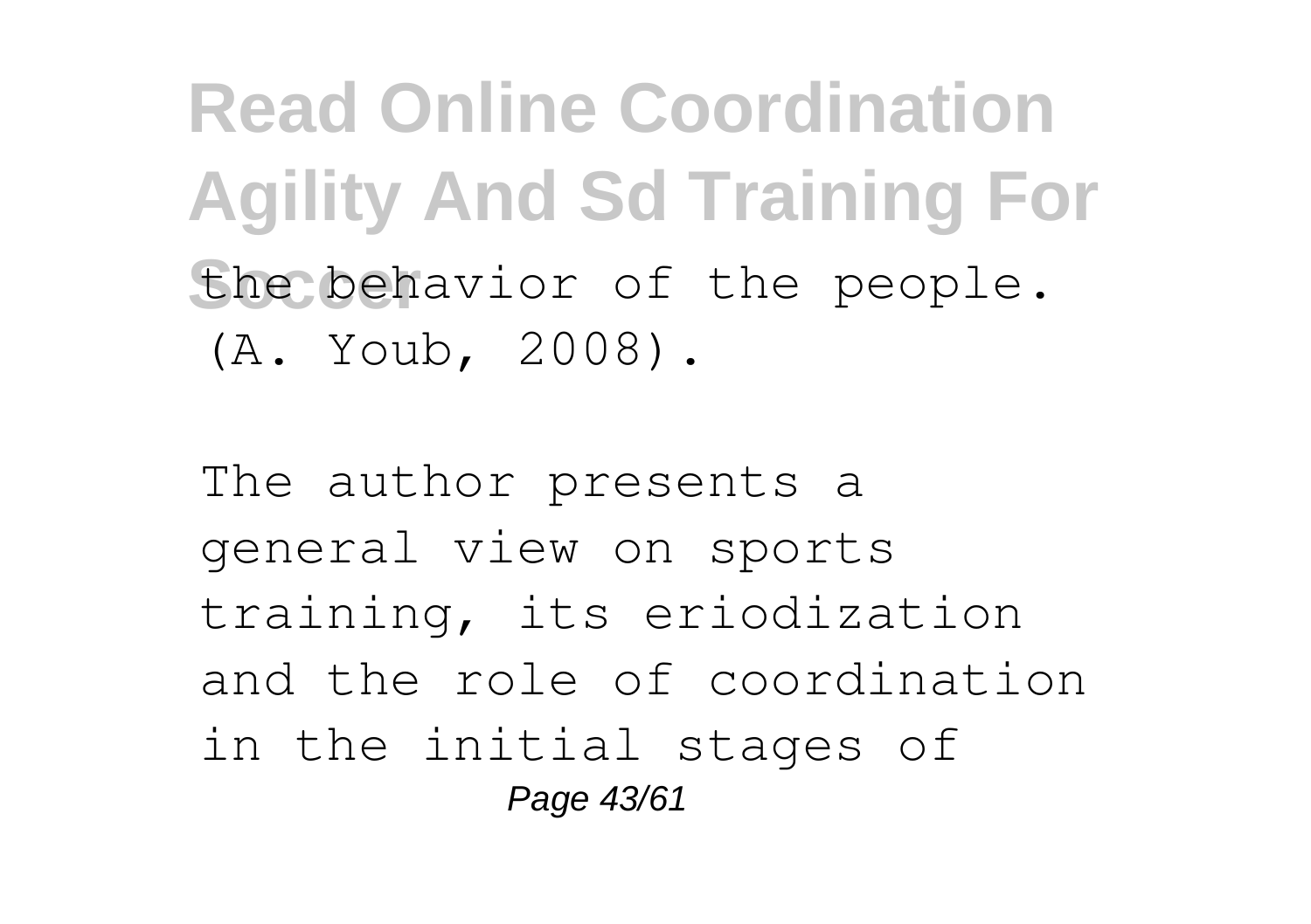the behavior of the people. (A. Youb, 2008).

The author presents a general view on sports training, its eriodization and the role of coordination in the initial stages of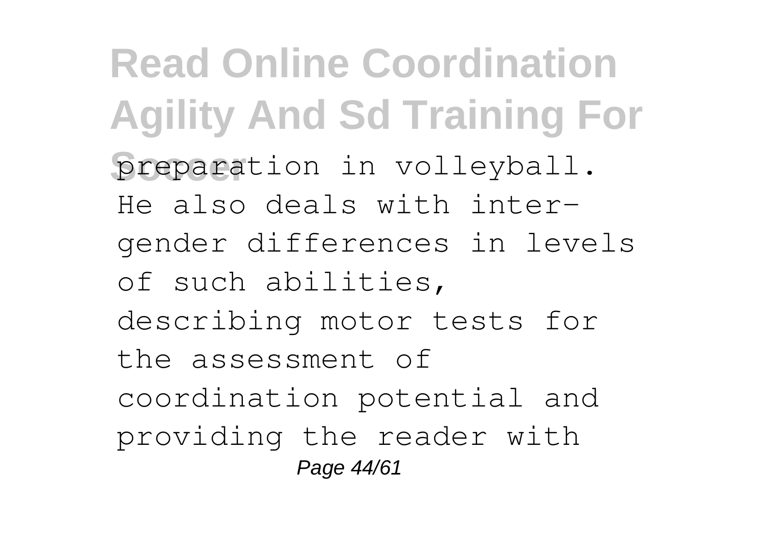preparation in volleyball. He also deals with inter-gender differences in levels of such abilities, describing motor tests for the assessment of coordination potential and providing the reader with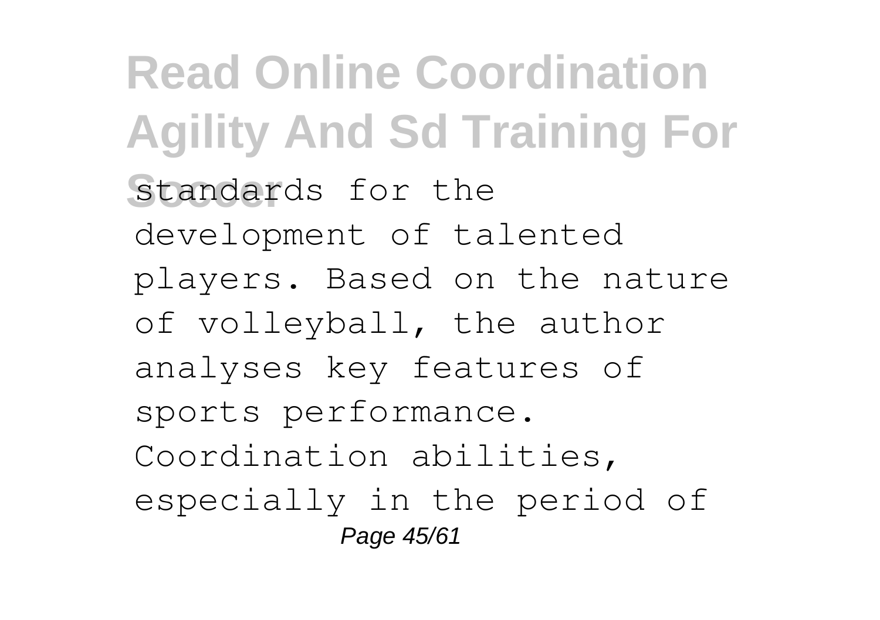standards for the development of talented players. Based on the nature of volleyball, the author analyses key features of sports performance. Coordination abilities, especially in the period of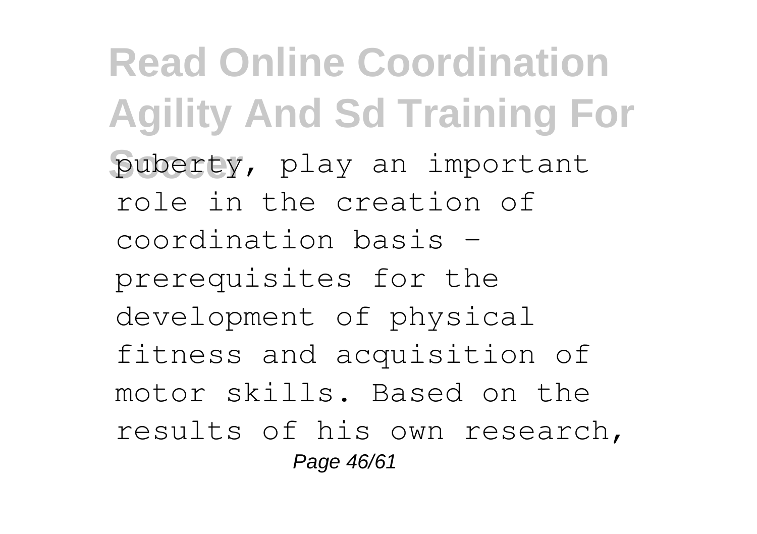puberty, play an important role in the creation of coordination basis – prerequisites for the development of physical fitness and acquisition of motor skills. Based on the results of his own research,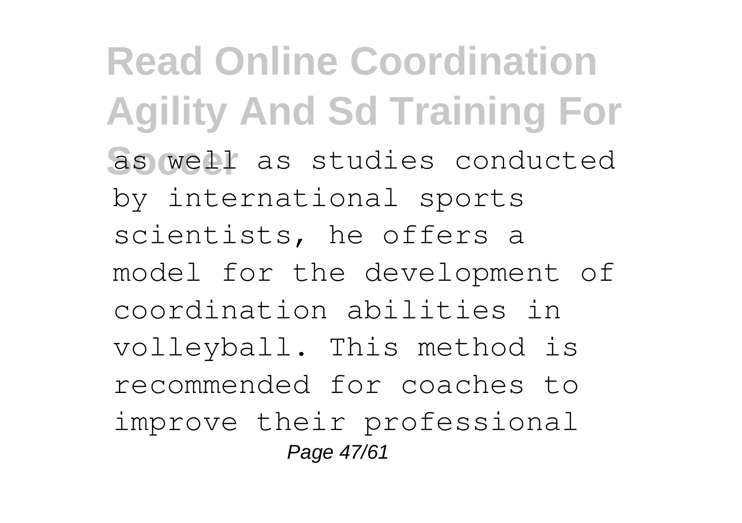as well as studies conducted by international sports scientists, he offers a model for the development of coordination abilities in volleyball. This method is recommended for coaches to improve their professional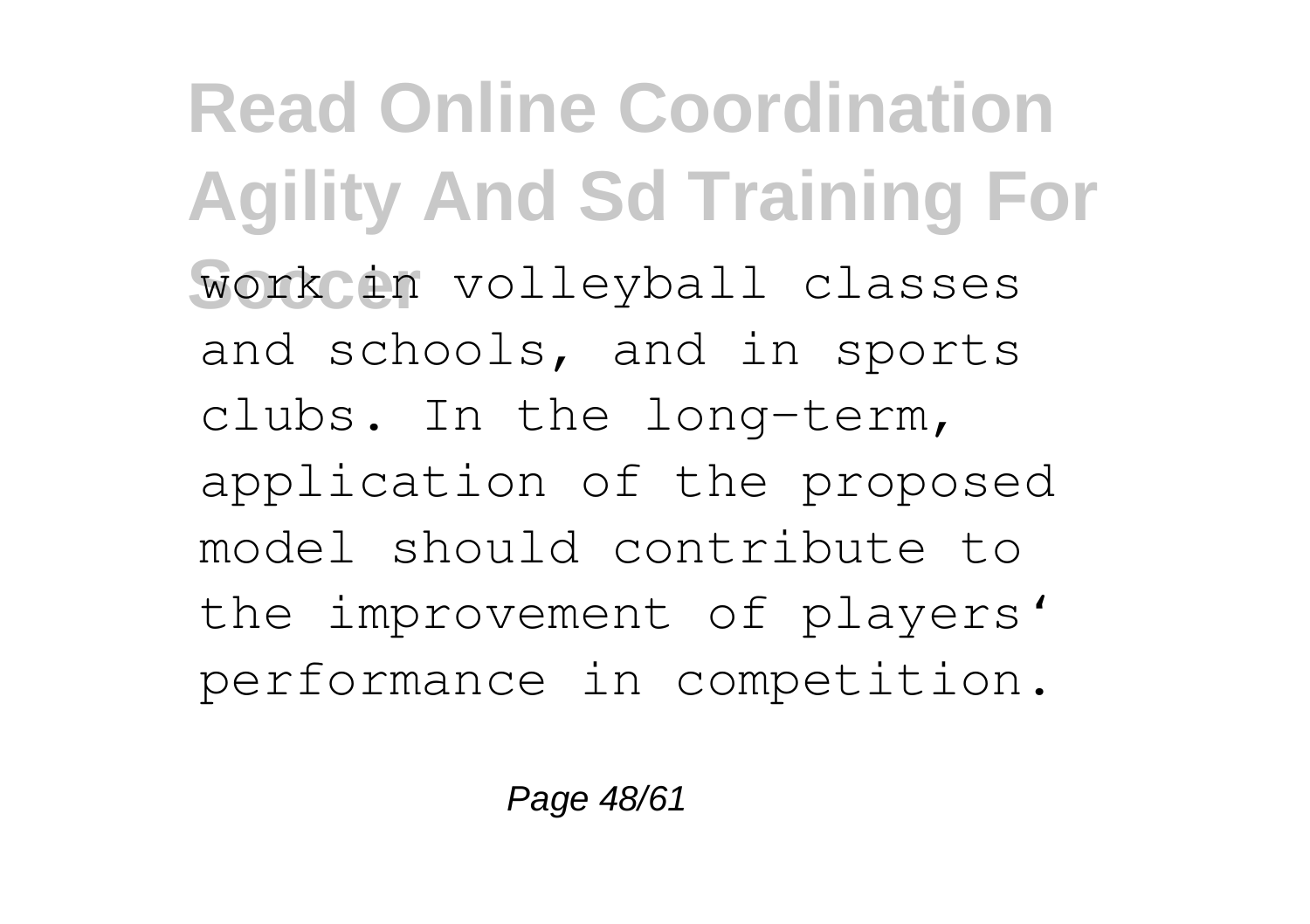work in volleyball classes and schools, and in sports clubs. In the long-term, application of the proposed model should contribute to the improvement of players' performance in competition.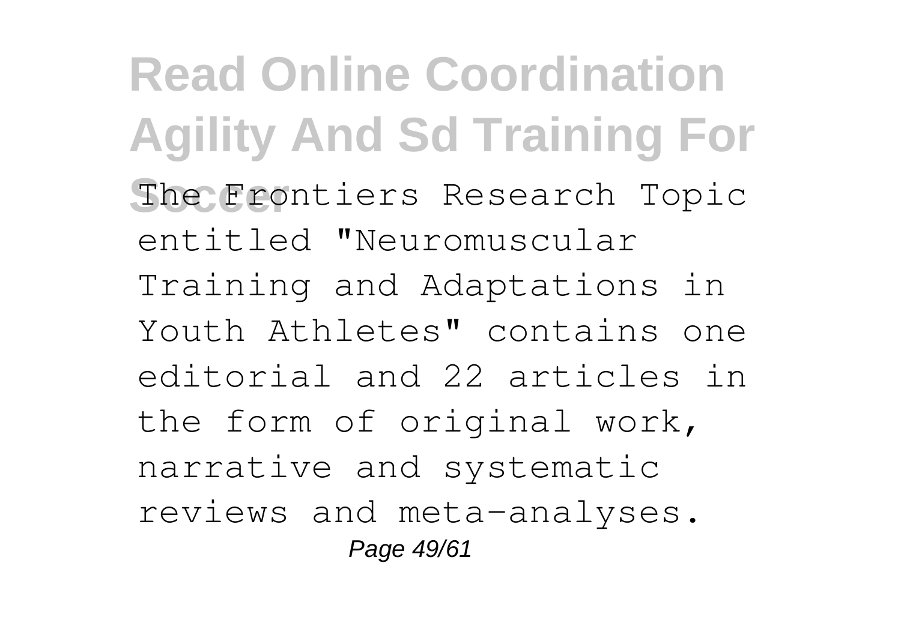The Frontiers Research Topic entitled "Neuromuscular Training and Adaptations in Youth Athletes" contains one editorial and 22 articles in the form of original work, narrative and systematic reviews and meta-analyses.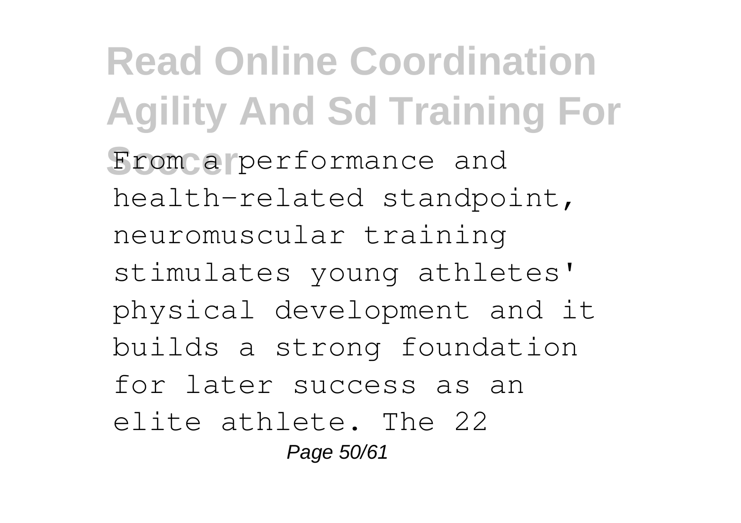From a performance and health-related standpoint, neuromuscular training stimulates young athletes' physical development and it builds a strong foundation for later success as an elite athlete. The 22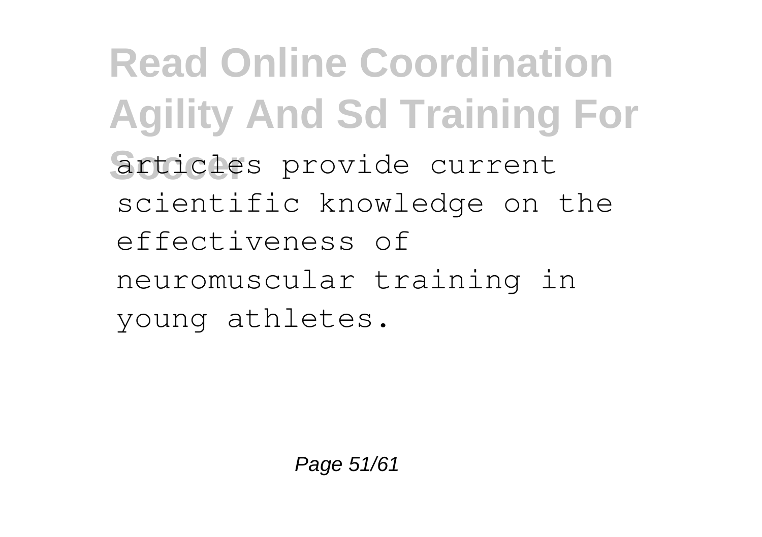articles provide current scientific knowledge on the effectiveness of neuromuscular training in young athletes.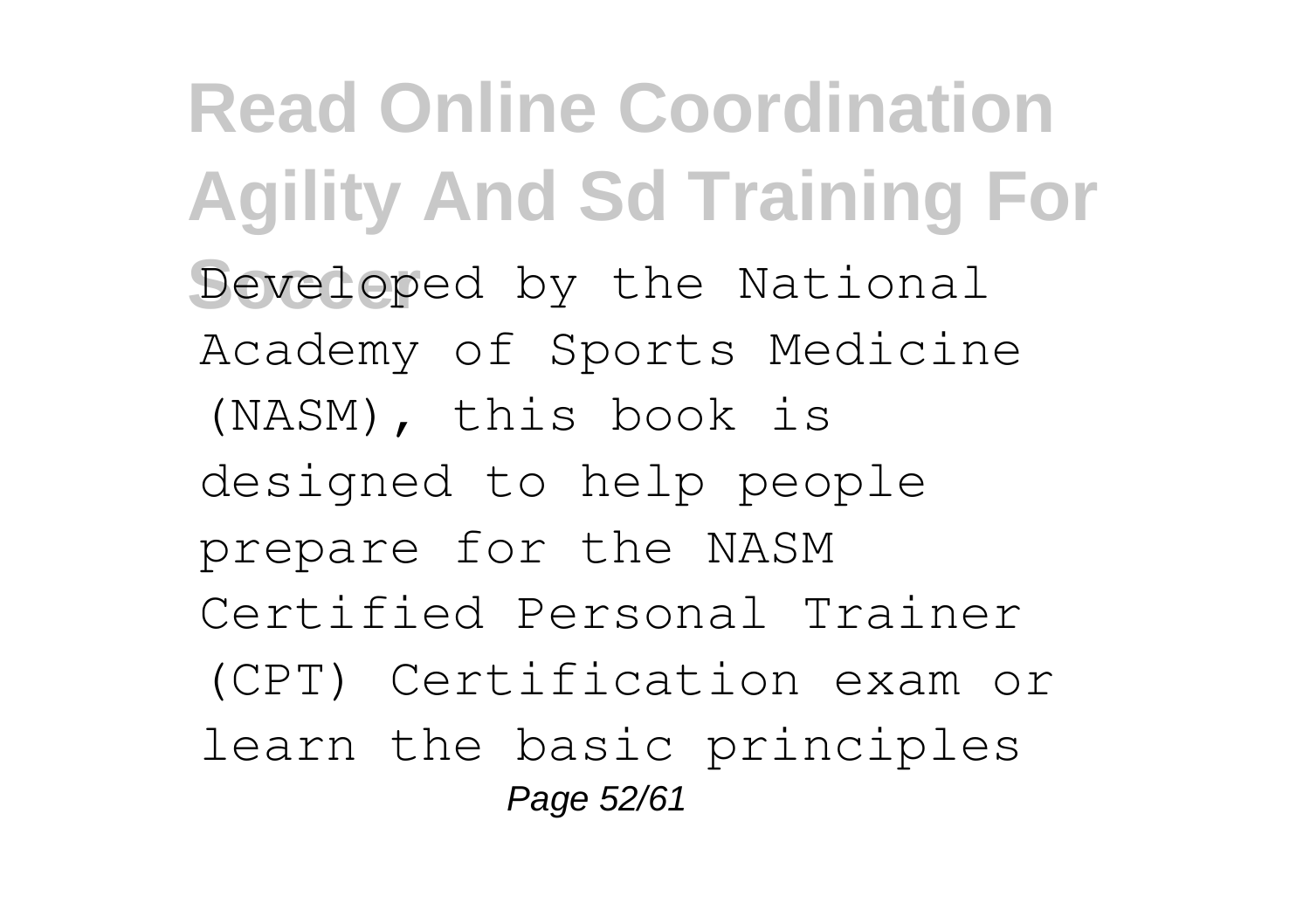Developed by the National Academy of Sports Medicine (NASM), this book is designed to help people prepare for the NASM Certified Personal Trainer (CPT) Certification exam or learn the basic principles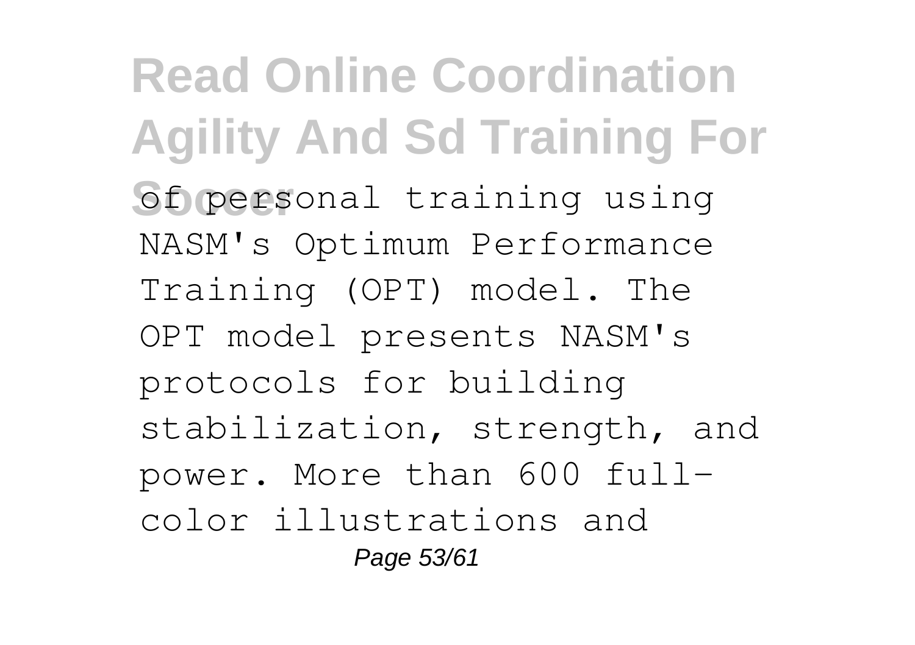of personal training using NASM's Optimum Performance Training (OPT) model. The OPT model presents NASM's protocols for building stabilization, strength, and power. More than 600 full-color illustrations and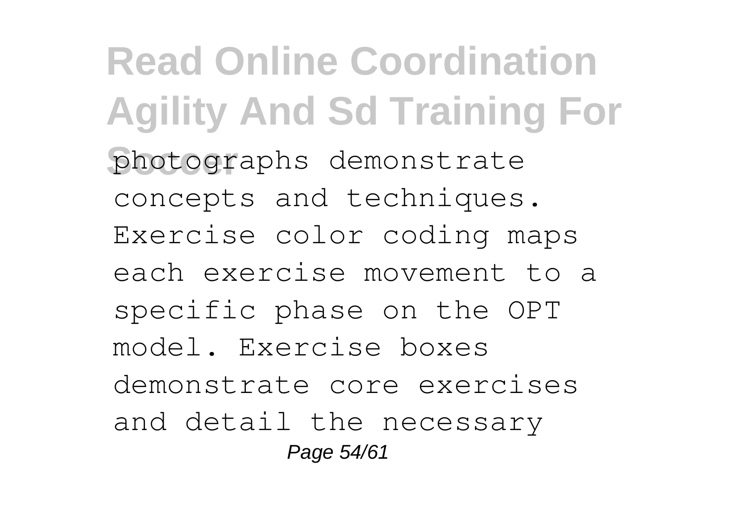photographs demonstrate concepts and techniques. Exercise color coding maps each exercise movement to a specific phase on the OPT model. Exercise boxes demonstrate core exercises and detail the necessary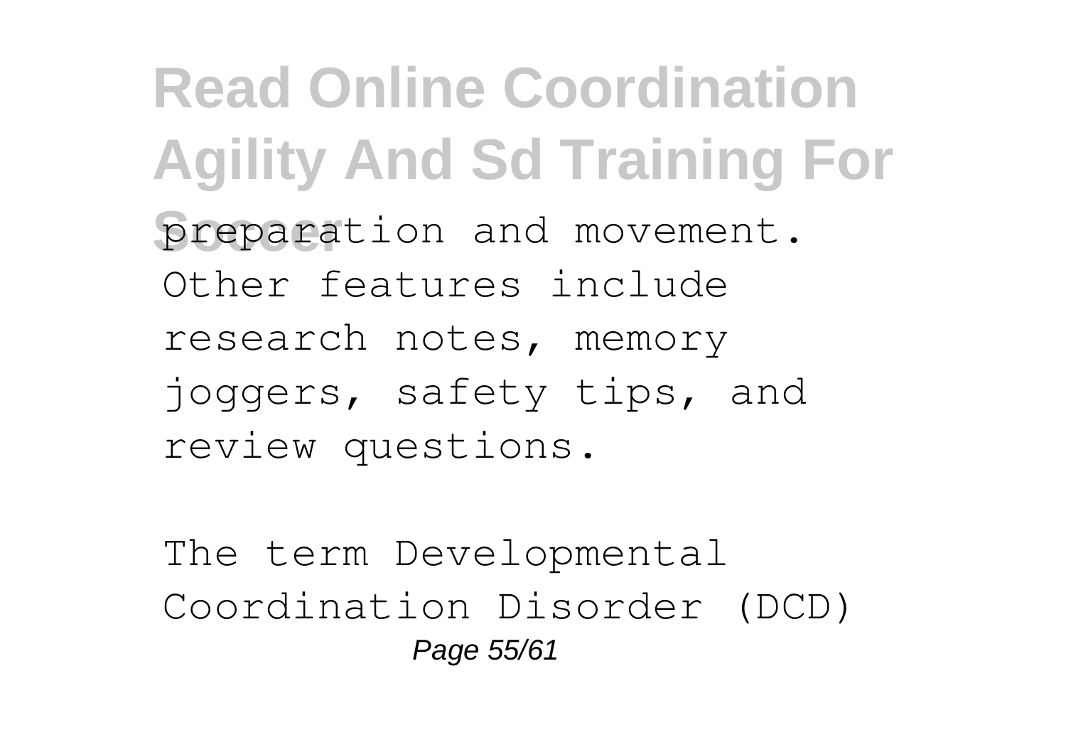preparation and movement. Other features include research notes, memory joggers, safety tips, and review questions.

The term Developmental Coordination Disorder (DCD)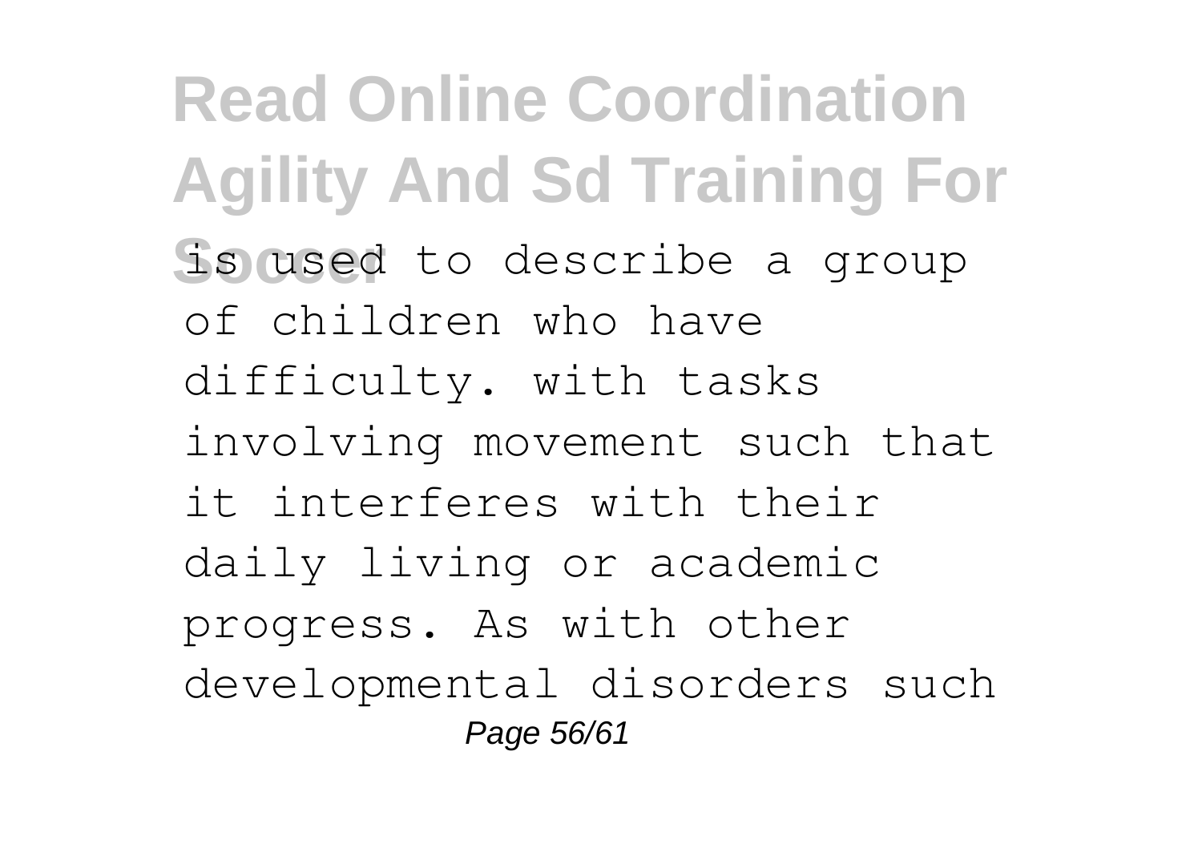is used to describe a group of children who have difficulty. with tasks involving movement such that it interferes with their daily living or academic progress. As with other developmental disorders such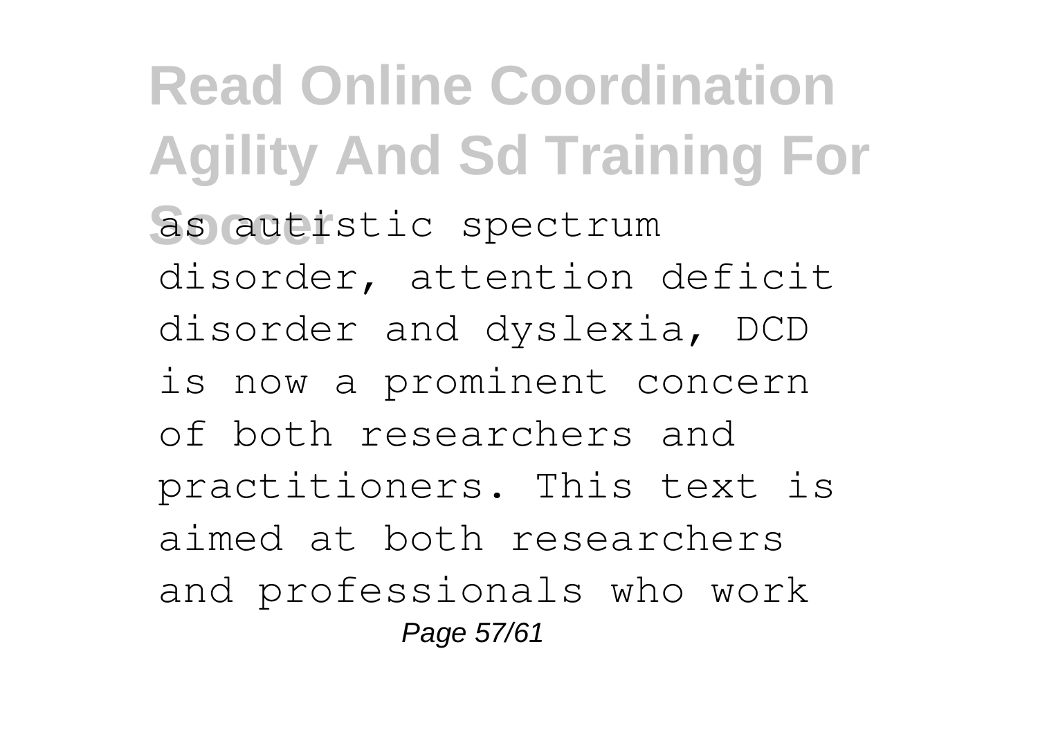as autistic spectrum disorder, attention deficit disorder and dyslexia, DCD is now a prominent concern of both researchers and practitioners. This text is aimed at both researchers and professionals who work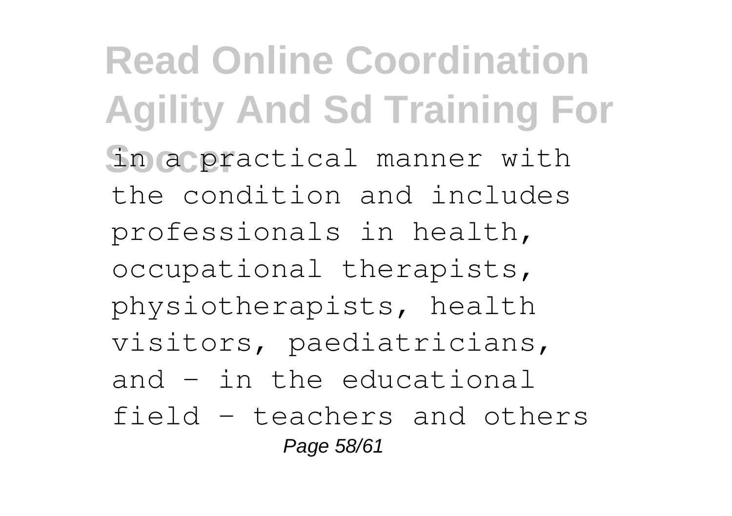in a practical manner with the condition and includes professionals in health, occupational therapists, physiotherapists, health visitors, paediatricians, and - in the educational field - teachers and others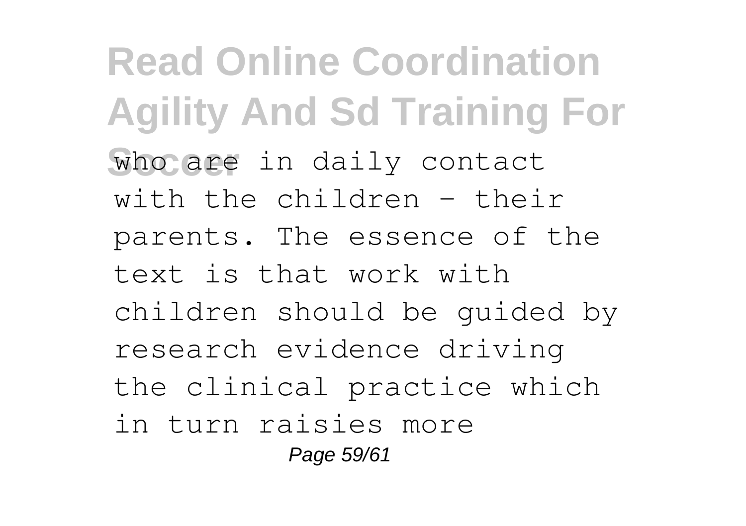who are in daily contact with the children - their parents. The essence of the text is that work with children should be guided by research evidence driving the clinical practice which in turn raisies more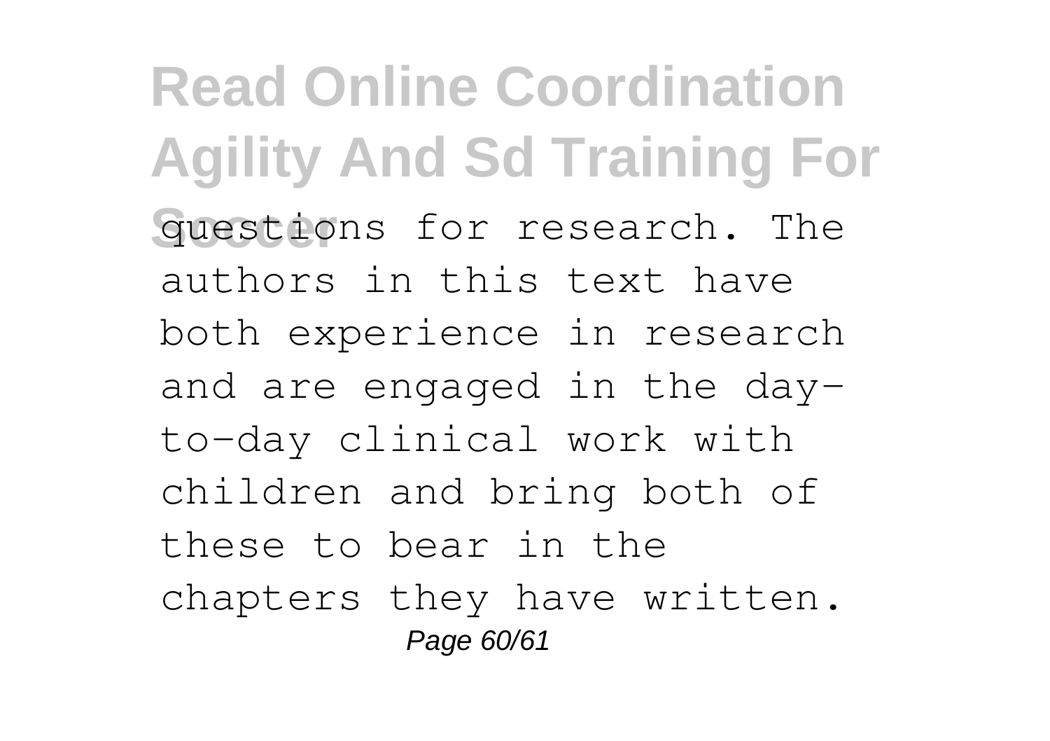questions for research. The authors in this text have both experience in research and are engaged in the day-to-day clinical work with children and bring both of these to bear in the chapters they have written.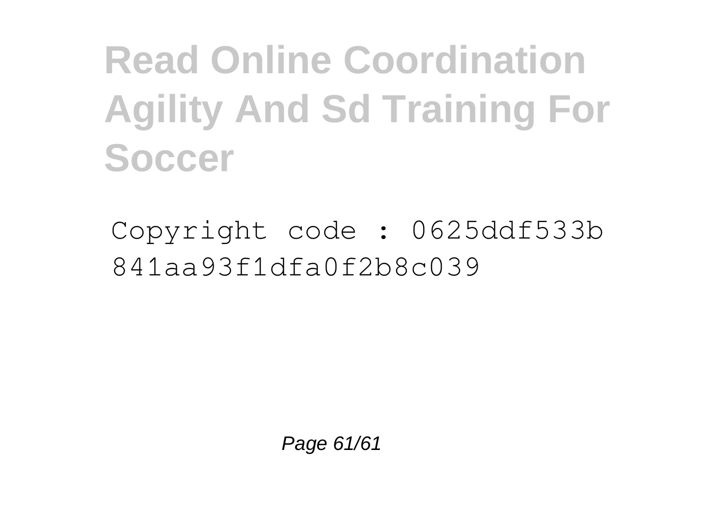Copyright code : 0625ddf533b841aa93f1dfa0f2b8c039